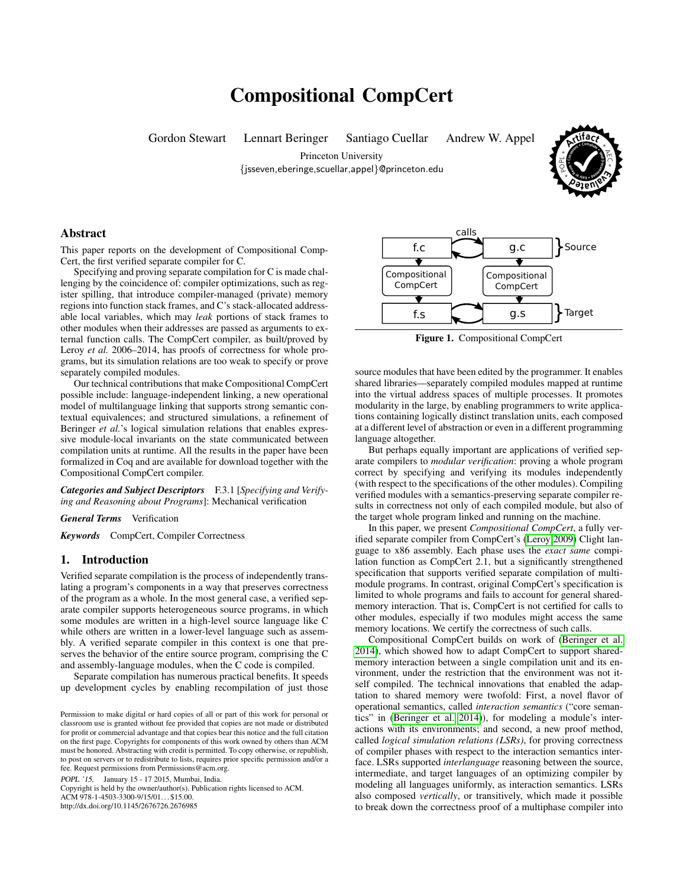# Compositional CompCert

Gordon Stewart  Lennart Beringer  Santiago Cuellar  Andrew W. Appel

Princeton University

{jsseven,eberinge,scuellar,appel}@princeton.edu

## Abstract

This paper reports on the development of Compositional CompCert, the first verified separate compiler for C.

Specifying and proving separate compilation for C is made challenging by the coincidence of: compiler optimizations, such as register spilling, that introduce compiler-managed (private) memory regions into function stack frames, and C's stack-allocated addressable local variables, which may *leak* portions of stack frames to other modules when their addresses are passed as arguments to external function calls. The CompCert compiler, as built/proved by Leroy *et al.* 2006–2014, has proofs of correctness for whole programs, but its simulation relations are too weak to specify or prove separately compiled modules.

Our technical contributions that make Compositional CompCert possible include: language-independent linking, a new operational model of multilanguage linking that supports strong semantic contextual equivalences; and structured simulations, a refinement of Beringer *et al.*'s logical simulation relations that enables expressive module-local invariants on the state communicated between compilation units at runtime. All the results in the paper have been formalized in Coq and are available for download together with the Compositional CompCert compiler.

***Categories and Subject Descriptors*** F.3.1 [*Specifying and Verifying and Reasoning about Programs*]: Mechanical verification

***General Terms*** Verification

***Keywords*** CompCert, Compiler Correctness

## 1. Introduction

Verified separate compilation is the process of independently translating a program's components in a way that preserves correctness of the program as a whole. In the most general case, a verified separate compiler supports heterogeneous source programs, in which some modules are written in a high-level source language like C while others are written in a lower-level language such as assembly. A verified separate compiler in this context is one that preserves the behavior of the entire source program, comprising the C and assembly-language modules, when the C code is compiled.

Separate compilation has numerous practical benefits. It speeds up development cycles by enabling recompilation of just those source modules that have been edited by the programmer. It enables shared libraries—separately compiled modules mapped at runtime into the virtual address spaces of multiple processes. It promotes modularity in the large, by enabling programmers to write applications containing logically distinct translation units, each composed at a different level of abstraction or even in a different programming language altogether.

**Figure 1.** Compositional CompCert

But perhaps equally important are applications of verified separate compilers to *modular verification*: proving a whole program correct by specifying and verifying its modules independently (with respect to the specifications of the other modules). Compiling verified modules with a semantics-preserving separate compiler results in correctness not only of each compiled module, but also of the target whole program linked and running on the machine.

In this paper, we present *Compositional CompCert*, a fully verified separate compiler from CompCert's (Leroy 2009) Clight language to x86 assembly. Each phase uses the *exact same* compilation function as CompCert 2.1, but a significantly strengthened specification that supports verified separate compilation of multimodule programs. In contrast, original CompCert's specification is limited to whole programs and fails to account for general shared-memory interaction. That is, CompCert is not certified for calls to other modules, especially if two modules might access the same memory locations. We certify the correctness of such calls.

Compositional CompCert builds on work of (Beringer et al. 2014), which showed how to adapt CompCert to support shared-memory interaction between a single compilation unit and its environment, under the restriction that the environment was not itself compiled. The technical innovations that enabled the adaptation to shared memory were twofold: First, a novel flavor of operational semantics, called *interaction semantics* ("core semantics" in (Beringer et al. 2014)), for modeling a module's interactions with its environments; and second, a new proof method, called *logical simulation relations (LSRs)*, for proving correctness of compiler phases with respect to the interaction semantics interface. LSRs supported *interlanguage* reasoning between the source, intermediate, and target languages of an optimizing compiler by modeling all languages uniformly, as interaction semantics. LSRs also composed *vertically*, or transitively, which made it possible to break down the correctness proof of a multiphase compiler into

Permission to make digital or hard copies of all or part of this work for personal or classroom use is granted without fee provided that copies are not made or distributed for profit or commercial advantage and that copies bear this notice and the full citation on the first page. Copyrights for components of this work owned by others than ACM must be honored. Abstracting with credit is permitted. To copy otherwise, or republish, to post on servers or to redistribute to lists, requires prior specific permission and/or a fee. Request permissions from Permissions@acm.org.

*POPL '15*, January 15 - 17 2015, Mumbai, India.
Copyright is held by the owner/author(s). Publication rights licensed to ACM.
ACM 978-1-4503-3300-9/15/01…$15.00.
http://dx.doi.org/10.1145/2676726.2676985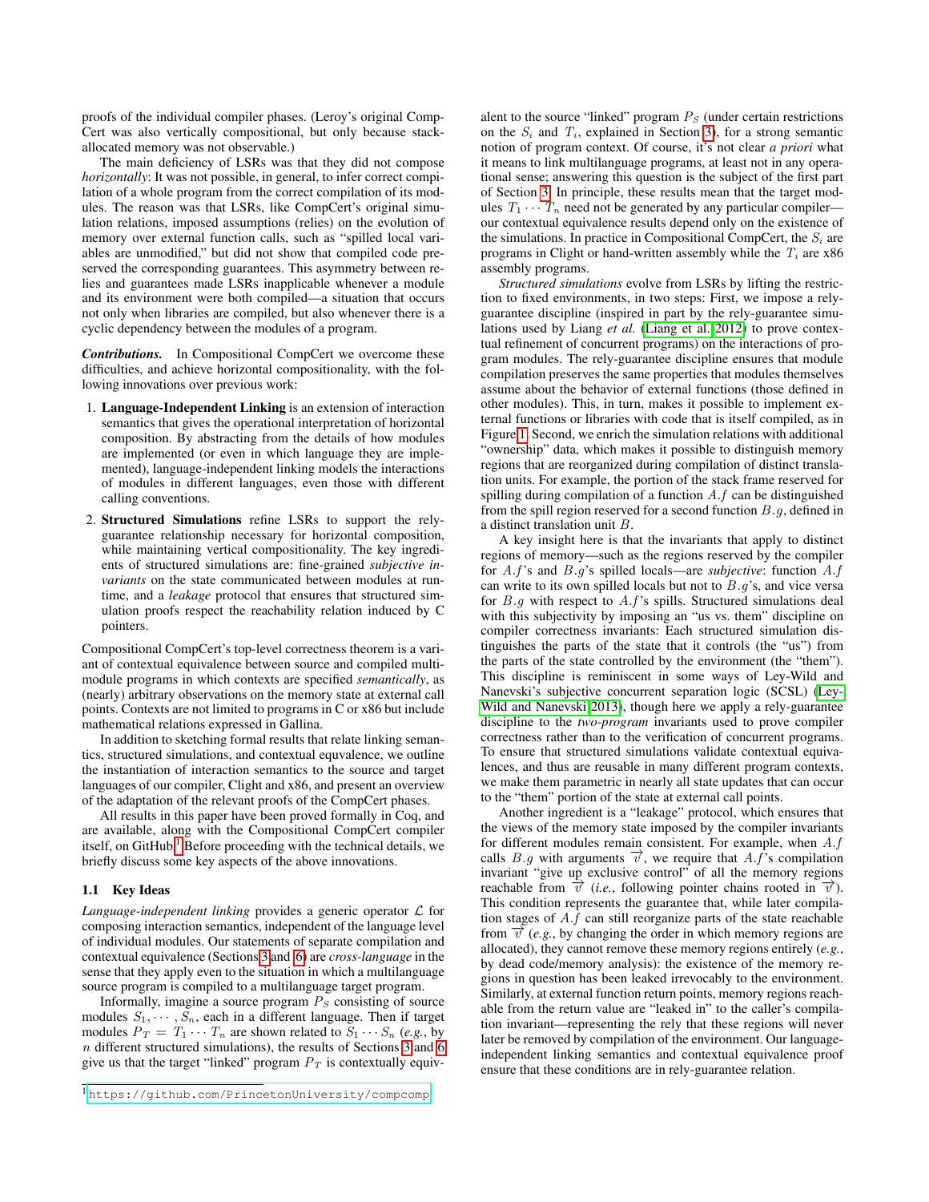proofs of the individual compiler phases. (Leroy's original CompCert was also vertically compositional, but only because stack-allocated memory was not observable.)

The main deficiency of LSRs was that they did not compose *horizontally*: It was not possible, in general, to infer correct compilation of a whole program from the correct compilation of its modules. The reason was that LSRs, like CompCert's original simulation relations, imposed assumptions (relies) on the evolution of memory over external function calls, such as "spilled local variables are unmodified," but did not show that compiled code preserved the corresponding guarantees. This asymmetry between relies and guarantees made LSRs inapplicable whenever a module and its environment were both compiled—a situation that occurs not only when libraries are compiled, but also whenever there is a cyclic dependency between the modules of a program.

***Contributions.*** In Compositional CompCert we overcome these difficulties, and achieve horizontal compositionality, with the following innovations over previous work:

1. **Language-Independent Linking** is an extension of interaction semantics that gives the operational interpretation of horizontal composition. By abstracting from the details of how modules are implemented (or even in which language they are implemented), language-independent linking models the interactions of modules in different languages, even those with different calling conventions.
2. **Structured Simulations** refine LSRs to support the rely-guarantee relationship necessary for horizontal composition, while maintaining vertical compositionality. The key ingredients of structured simulations are: fine-grained *subjective invariants* on the state communicated between modules at runtime, and a *leakage* protocol that ensures that structured simulation proofs respect the reachability relation induced by C pointers.

Compositional CompCert's top-level correctness theorem is a variant of contextual equivalence between source and compiled multi-module programs in which contexts are specified *semantically*, as (nearly) arbitrary observations on the memory state at external call points. Contexts are not limited to programs in C or x86 but include mathematical relations expressed in Gallina.

In addition to sketching formal results that relate linking semantics, structured simulations, and contextual equvalence, we outline the instantiation of interaction semantics to the source and target languages of our compiler, Clight and x86, and present an overview of the adaptation of the relevant proofs of the CompCert phases.

All results in this paper have been proved formally in Coq, and are available, along with the Compositional CompCert compiler itself, on GitHub.[1] Before proceeding with the technical details, we briefly discuss some key aspects of the above innovations.

### 1.1 Key Ideas

*Language-independent linking* provides a generic operator $\mathcal{L}$ for composing interaction semantics, independent of the language level of individual modules. Our statements of separate compilation and contextual equivalence (Sections 3 and 6) are *cross-language* in the sense that they apply even to the situation in which a multilanguage source program is compiled to a multilanguage target program.

Informally, imagine a source program $P_S$ consisting of source modules $S_1, \cdots, S_n$, each in a different language. Then if target modules $P_T = T_1 \cdots T_n$ are shown related to $S_1 \cdots S_n$ (*e.g.*, by $n$ different structured simulations), the results of Sections 3 and 6 give us that the target "linked" program $P_T$ is contextually equivalent to the source "linked" program $P_S$ (under certain restrictions on the $S_i$ and $T_i$, explained in Section 3), for a strong semantic notion of program context. Of course, it's not clear *a priori* what it means to link multilanguage programs, at least not in any operational sense; answering this question is the subject of the first part of Section 3. In principle, these results mean that the target modules $T_1 \cdots T_n$ need not be generated by any particular compiler—our contextual equivalence results depend only on the existence of the simulations. In practice in Compositional CompCert, the $S_i$ are programs in Clight or hand-written assembly while the $T_i$ are x86 assembly programs.

*Structured simulations* evolve from LSRs by lifting the restriction to fixed environments, in two steps: First, we impose a rely-guarantee discipline (inspired in part by the rely-guarantee simulations used by Liang *et al.* (Liang et al. 2012) to prove contextual refinement of concurrent programs) on the interactions of program modules. The rely-guarantee discipline ensures that module compilation preserves the same properties that modules themselves assume about the behavior of external functions (those defined in other modules). This, in turn, makes it possible to implement external functions or libraries with code that is itself compiled, as in Figure 1. Second, we enrich the simulation relations with additional "ownership" data, which makes it possible to distinguish memory regions that are reorganized during compilation of distinct translation units. For example, the portion of the stack frame reserved for spilling during compilation of a function $A.f$ can be distinguished from the spill region reserved for a second function $B.g$, defined in a distinct translation unit $B$.

A key insight here is that the invariants that apply to distinct regions of memory—such as the regions reserved by the compiler for $A.f$'s and $B.g$'s spilled locals—are *subjective*: function $A.f$ can write to its own spilled locals but not to $B.g$'s, and vice versa for $B.g$ with respect to $A.f$'s spills. Structured simulations deal with this subjectivity by imposing an "us vs. them" discipline on compiler correctness invariants: Each structured simulation distinguishes the parts of the state that it controls (the "us") from the parts of the state controlled by the environment (the "them"). This discipline is reminiscent in some ways of Ley-Wild and Nanevski's subjective concurrent separation logic (SCSL) (Ley-Wild and Nanevski 2013), though here we apply a rely-guarantee discipline to the *two-program* invariants used to prove compiler correctness rather than to the verification of concurrent programs. To ensure that structured simulations validate contextual equivalences, and thus are reusable in many different program contexts, we make them parametric in nearly all state updates that can occur to the "them" portion of the state at external call points.

Another ingredient is a "leakage" protocol, which ensures that the views of the memory state imposed by the compiler invariants for different modules remain consistent. For example, when $A.f$ calls $B.g$ with arguments $\overrightarrow{v}$, we require that $A.f$'s compilation invariant "give up exclusive control" of all the memory regions reachable from $\overrightarrow{v}$ (*i.e.*, following pointer chains rooted in $\overrightarrow{v}$). This condition represents the guarantee that, while later compilation stages of $A.f$ can still reorganize parts of the state reachable from $\overrightarrow{v}$ (*e.g.*, by changing the order in which memory regions are allocated), they cannot remove these memory regions entirely (*e.g.*, by dead code/memory analysis): the existence of the memory regions in question has been leaked irrevocably to the environment. Similarly, at external function return points, memory regions reachable from the return value are "leaked in" to the caller's compilation invariant—representing the rely that these regions will never later be removed by compilation of the environment. Our language-independent linking semantics and contextual equivalence proof ensure that these conditions are in rely-guarantee relation.

[1] https://github.com/PrincetonUniversity/compcomp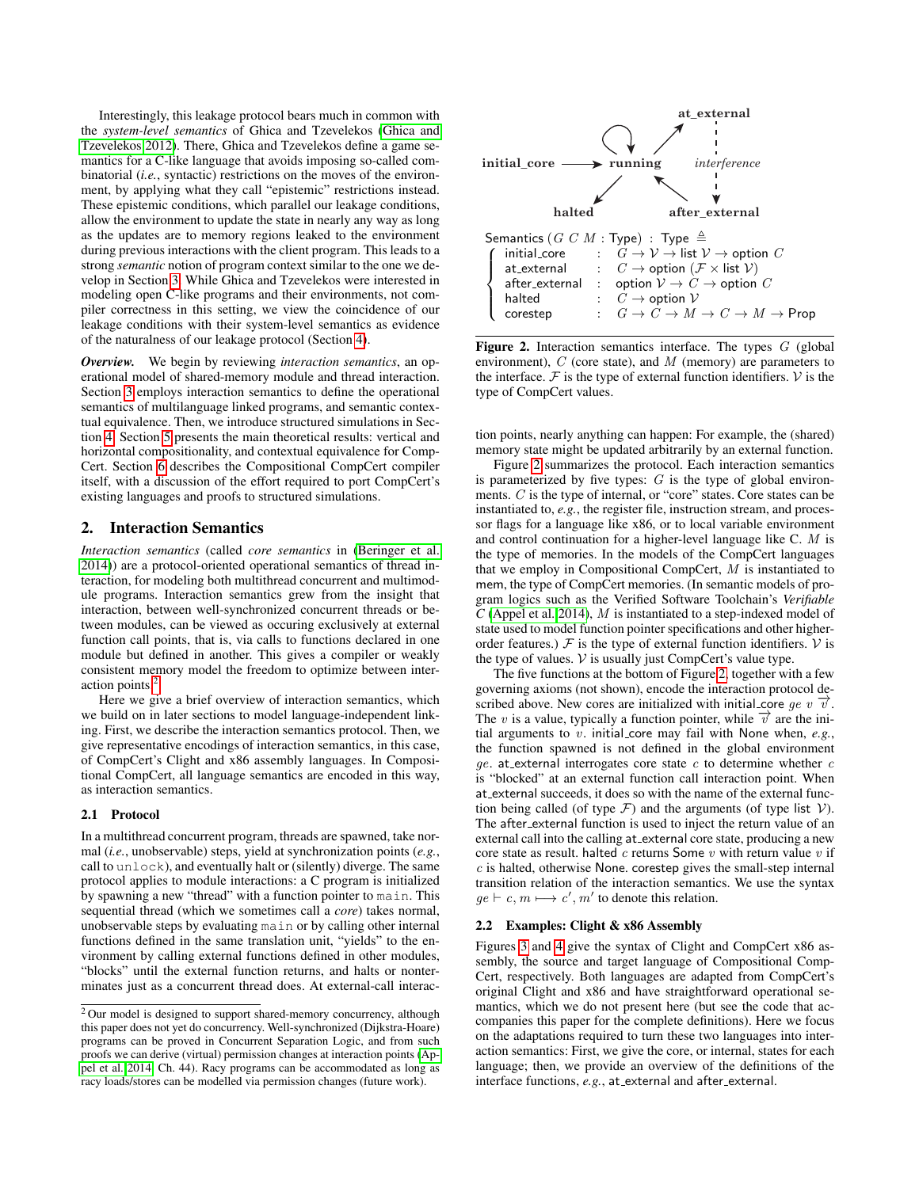Interestingly, this leakage protocol bears much in common with the *system-level semantics* of Ghica and Tzevelekos (Ghica and Tzevelekos 2012). There, Ghica and Tzevelekos define a game semantics for a C-like language that avoids imposing so-called combinatorial (*i.e.*, syntactic) restrictions on the moves of the environment, by applying what they call "epistemic" restrictions instead. These epistemic conditions, which parallel our leakage conditions, allow the environment to update the state in nearly any way as long as the updates are to memory regions leaked to the environment during previous interactions with the client program. This leads to a strong *semantic* notion of program context similar to the one we develop in Section 3. While Ghica and Tzevelekos were interested in modeling open C-like programs and their environments, not compiler correctness in this setting, we view the coincidence of our leakage conditions with their system-level semantics as evidence of the naturalness of our leakage protocol (Section 4).

***Overview.*** We begin by reviewing *interaction semantics*, an operational model of shared-memory module and thread interaction. Section 3 employs interaction semantics to define the operational semantics of multilanguage linked programs, and semantic contextual equivalence. Then, we introduce structured simulations in Section 4. Section 5 presents the main theoretical results: vertical and horizontal compositionality, and contextual equivalence for CompCert. Section 6 describes the Compositional CompCert compiler itself, with a discussion of the effort required to port CompCert's existing languages and proofs to structured simulations.

## 2. Interaction Semantics

*Interaction semantics* (called *core semantics* in (Beringer et al. 2014)) are a protocol-oriented operational semantics of thread interaction, for modeling both multithread concurrent and multimodule programs. Interaction semantics grew from the insight that interaction, between well-synchronized concurrent threads or between modules, can be viewed as occuring exclusively at external function call points, that is, via calls to functions declared in one module but defined in another. This gives a compiler or weakly consistent memory model the freedom to optimize between interaction points.[2]

Here we give a brief overview of interaction semantics, which we build on in later sections to model language-independent linking. First, we describe the interaction semantics protocol. Then, we give representative encodings of interaction semantics, in this case, of CompCert's Clight and x86 assembly languages. In Compositional CompCert, all language semantics are encoded in this way, as interaction semantics.

### 2.1 Protocol

In a multithread concurrent program, threads are spawned, take normal (*i.e.*, unobservable) steps, yield at synchronization points (*e.g.*, call to `unlock`), and eventually halt or (silently) diverge. The same protocol applies to module interactions: a C program is initialized by spawning a new "thread" with a function pointer to `main`. This sequential thread (which we sometimes call a *core*) takes normal, unobservable steps by evaluating `main` or by calling other internal functions defined in the same translation unit, "yields" to the environment by calling external functions defined in other modules, "blocks" until the external function returns, and halts or nonterminates just as a concurrent thread does. At external-call interaction points, nearly anything can happen: For example, the (shared) memory state might be updated arbitrarily by an external function.

**initial_core** ⟶ **running** (self-loop); **running** → **at_external**; **at_external** ⇢ *interference* ⇢ **after_external**; **after_external** → **running**; **running** → **halted**

Semantics $(G\ C\ M : \mathsf{Type}) : \mathsf{Type} \triangleq$

$$\left\{\begin{array}{lcl} \mathsf{initial\_core} & : & G \to \mathcal{V} \to \mathsf{list}\ \mathcal{V} \to \mathsf{option}\ C \\ \mathsf{at\_external} & : & C \to \mathsf{option}\ (\mathcal{F} \times \mathsf{list}\ \mathcal{V}) \\ \mathsf{after\_external} & : & \mathsf{option}\ \mathcal{V} \to C \to \mathsf{option}\ C \\ \mathsf{halted} & : & C \to \mathsf{option}\ \mathcal{V} \\ \mathsf{corestep} & : & G \to C \to M \to C \to M \to \mathsf{Prop} \end{array}\right.$$

**Figure 2.** Interaction semantics interface. The types $G$ (global environment), $C$ (core state), and $M$ (memory) are parameters to the interface. $\mathcal{F}$ is the type of external function identifiers. $\mathcal{V}$ is the type of CompCert values.

Figure 2 summarizes the protocol. Each interaction semantics is parameterized by five types: $G$ is the type of global environments. $C$ is the type of internal, or "core" states. Core states can be instantiated to, *e.g.*, the register file, instruction stream, and processor flags for a language like x86, or to local variable environment and control continuation for a higher-level language like C. $M$ is the type of memories. In the models of the CompCert languages that we employ in Compositional CompCert, $M$ is instantiated to mem, the type of CompCert memories. (In semantic models of program logics such as the Verified Software Toolchain's *Verifiable C* (Appel et al. 2014), $M$ is instantiated to a step-indexed model of state used to model function pointer specifications and other higher-order features.) $\mathcal{F}$ is the type of external function identifiers. $\mathcal{V}$ is the type of values. $\mathcal{V}$ is usually just CompCert's value type.

The five functions at the bottom of Figure 2, together with a few governing axioms (not shown), encode the interaction protocol described above. New cores are initialized with $\mathsf{initial\_core}\ ge\ v\ \vec{v}$. The $v$ is a value, typically a function pointer, while $\vec{v}$ are the initial arguments to $v$. initial_core may fail with None when, *e.g.*, the function spawned is not defined in the global environment $ge$. at_external interrogates core state $c$ to determine whether $c$ is "blocked" at an external function call interaction point. When at_external succeeds, it does so with the name of the external function being called (of type $\mathcal{F}$) and the arguments (of type list $\mathcal{V}$). The after_external function is used to inject the return value of an external call into the calling at_external core state, producing a new core state as result. halted $c$ returns Some $v$ with return value $v$ if $c$ is halted, otherwise None. corestep gives the small-step internal transition relation of the interaction semantics. We use the syntax $ge \vdash c, m \longmapsto c', m'$ to denote this relation.

### 2.2 Examples: Clight & x86 Assembly

Figures 3 and 4 give the syntax of Clight and CompCert x86 assembly, the source and target language of Compositional CompCert, respectively. Both languages are adapted from CompCert's original Clight and x86 and have straightforward operational semantics, which we do not present here (but see the code that accompanies this paper for the complete definitions). Here we focus on the adaptations required to turn these two languages into interaction semantics: First, we give the core, or internal, states for each language; then, we provide an overview of the definitions of the interface functions, *e.g.*, at_external and after_external.

---

[2] Our model is designed to support shared-memory concurrency, although this paper does not yet do concurrency. Well-synchronized (Dijkstra-Hoare) programs can be proved in Concurrent Separation Logic, and from such proofs we can derive (virtual) permission changes at interaction points (Appel et al. 2014, Ch. 44). Racy programs can be accommodated as long as racy loads/stores can be modelled via permission changes (future work).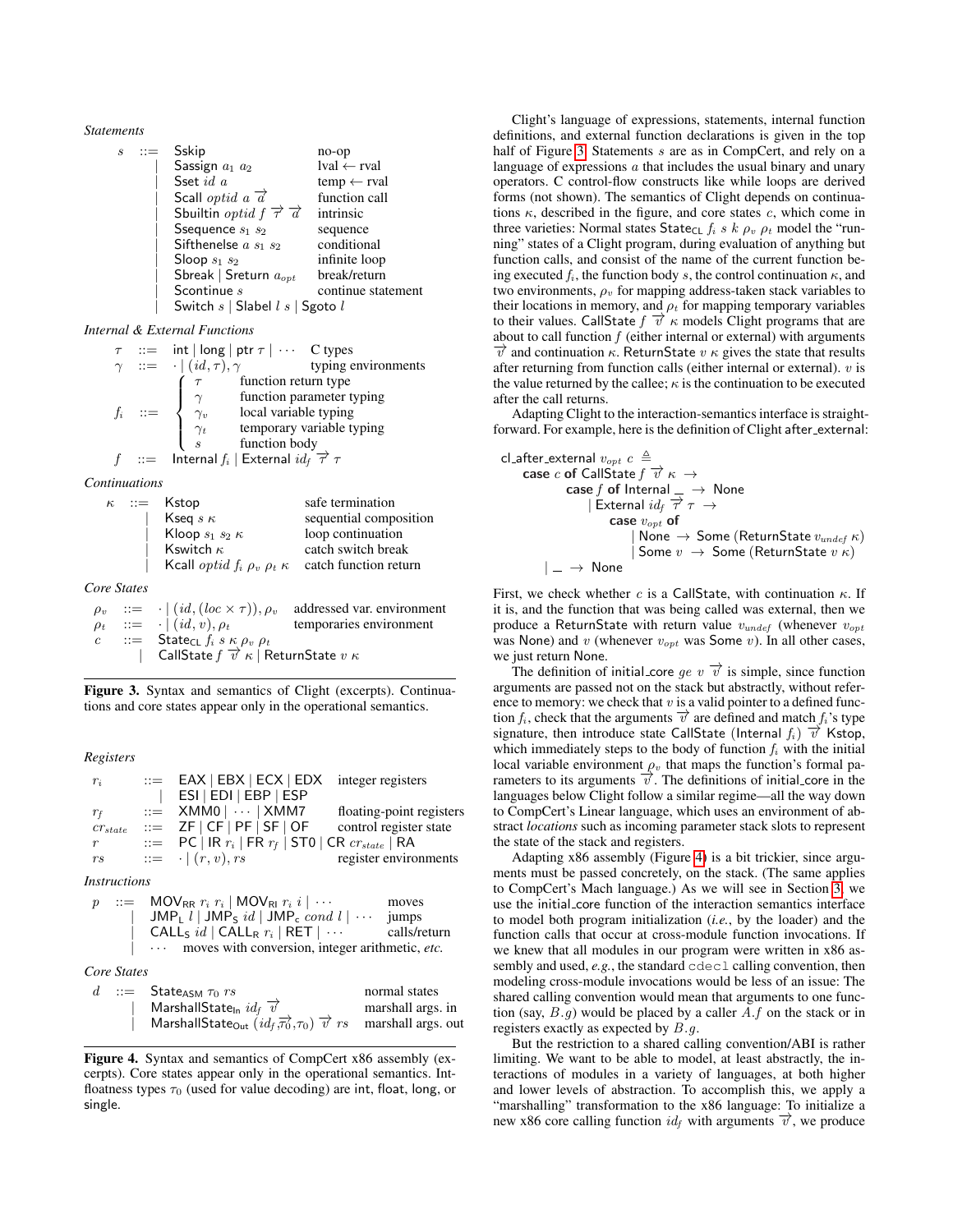*Statements*

$$
\begin{array}{lcll}
s & ::= & \mathsf{Sskip} & \text{no-op} \\
 & | & \mathsf{Sassign}\ a_1\ a_2 & \text{lval} \leftarrow \text{rval} \\
 & | & \mathsf{Sset}\ id\ a & \text{temp} \leftarrow \text{rval} \\
 & | & \mathsf{Scall}\ optid\ a\ \overrightarrow{a} & \text{function call} \\
 & | & \mathsf{Sbuiltin}\ optid\ f\ \overrightarrow{\tau}\ \overrightarrow{a} & \text{intrinsic} \\
 & | & \mathsf{Ssequence}\ s_1\ s_2 & \text{sequence} \\
 & | & \mathsf{Sifthenelse}\ a\ s_1\ s_2 & \text{conditional} \\
 & | & \mathsf{Sloop}\ s_1\ s_2 & \text{infinite loop} \\
 & | & \mathsf{Sbreak} \mid \mathsf{Sreturn}\ a_{opt} & \text{break/return} \\
 & | & \mathsf{Scontinue}\ s & \text{continue statement} \\
 & | & \mathsf{Switch}\ s \mid \mathsf{Slabel}\ l\ s \mid \mathsf{Sgoto}\ l &
\end{array}
$$

*Internal & External Functions*

$$
\begin{array}{lcll}
\tau & ::= & \mathsf{int} \mid \mathsf{long} \mid \mathsf{ptr}\ \tau \mid \cdots & \text{C types} \\
\gamma & ::= & \cdot \mid (id, \tau), \gamma & \text{typing environments} \\
f_i & ::= & \begin{cases} \tau & \text{function return type} \\ \gamma & \text{function parameter typing} \\ \gamma_v & \text{local variable typing} \\ \gamma_t & \text{temporary variable typing} \\ s & \text{function body} \end{cases} & \\
f & ::= & \mathsf{Internal}\ f_i \mid \mathsf{External}\ id_f\ \overrightarrow{\tau}\ \tau &
\end{array}
$$

*Continuations*

$$
\begin{array}{lcll}
\kappa & ::= & \mathsf{Kstop} & \text{safe termination} \\
 & | & \mathsf{Kseq}\ s\ \kappa & \text{sequential composition} \\
 & | & \mathsf{Kloop}\ s_1\ s_2\ \kappa & \text{loop continuation} \\
 & | & \mathsf{Kswitch}\ \kappa & \text{catch switch break} \\
 & | & \mathsf{Kcall}\ optid\ f_i\ \rho_v\ \rho_t\ \kappa & \text{catch function return}
\end{array}
$$

*Core States*

$$
\begin{array}{lcll}
\rho_v & ::= & \cdot \mid (id, (loc \times \tau)), \rho_v & \text{addressed var. environment} \\
\rho_t & ::= & \cdot \mid (id, v), \rho_t & \text{temporaries environment} \\
c & ::= & \mathsf{State_{CL}}\ f_i\ s\ \kappa\ \rho_v\ \rho_t & \\
 & | & \mathsf{CallState}\ f\ \overrightarrow{v}\ \kappa \mid \mathsf{ReturnState}\ v\ \kappa &
\end{array}
$$

**Figure 3.** Syntax and semantics of Clight (excerpts). Continuations and core states appear only in the operational semantics.

*Registers*

$$
\begin{array}{lcll}
r_i & ::= & \mathsf{EAX} \mid \mathsf{EBX} \mid \mathsf{ECX} \mid \mathsf{EDX} & \text{integer registers} \\
 & | & \mathsf{ESI} \mid \mathsf{EDI} \mid \mathsf{EBP} \mid \mathsf{ESP} & \\
r_f & ::= & \mathsf{XMM0} \mid \cdots \mid \mathsf{XMM7} & \text{floating-point registers} \\
cr_{state} & ::= & \mathsf{ZF} \mid \mathsf{CF} \mid \mathsf{PF} \mid \mathsf{SF} \mid \mathsf{OF} & \text{control register state} \\
r & ::= & \mathsf{PC} \mid \mathsf{IR}\ r_i \mid \mathsf{FR}\ r_f \mid \mathsf{ST0} \mid \mathsf{CR}\ cr_{state} \mid \mathsf{RA} & \\
rs & ::= & \cdot \mid (r, v), rs & \text{register environments}
\end{array}
$$

*Instructions*

$$
\begin{array}{lcll}
p & ::= & \mathsf{MOV_{RR}}\ r_i\ r_i \mid \mathsf{MOV_{RI}}\ r_i\ i \mid \cdots & \text{moves} \\
 & | & \mathsf{JMP_L}\ l \mid \mathsf{JMP_S}\ id \mid \mathsf{JMP_c}\ cond\ l \mid \cdots & \text{jumps} \\
 & | & \mathsf{CALL_S}\ id \mid \mathsf{CALL_R}\ r_i \mid \mathsf{RET} \mid \cdots & \text{calls/return} \\
 & | & \cdots\ \text{moves with conversion, integer arithmetic, } \textit{etc.} &
\end{array}
$$

*Core States*

$$
\begin{array}{lcll}
d & ::= & \mathsf{State_{ASM}}\ \tau_0\ rs & \text{normal states} \\
 & | & \mathsf{MarshallState_{In}}\ id_f\ \overrightarrow{v} & \text{marshall args. in} \\
 & | & \mathsf{MarshallState_{Out}}\ (id_f, \overrightarrow{\tau_0}, \tau_0)\ \overrightarrow{v}\ rs & \text{marshall args. out}
\end{array}
$$

**Figure 4.** Syntax and semantics of CompCert x86 assembly (excerpts). Core states appear only in the operational semantics. Int-floatness types $\tau_0$ (used for value decoding) are int, float, long, or single.

Clight's language of expressions, statements, internal function definitions, and external function declarations is given in the top half of Figure 3. Statements $s$ are as in CompCert, and rely on a language of expressions $a$ that includes the usual binary and unary operators. C control-flow constructs like while loops are derived forms (not shown). The semantics of Clight depends on continuations $\kappa$, described in the figure, and core states $c$, which come in three varieties: Normal states $\mathsf{State_{CL}}\ f_i\ s\ k\ \rho_v\ \rho_t$ model the "running" states of a Clight program, during evaluation of anything but function calls, and consist of the name of the current function being executed $f_i$, the function body $s$, the control continuation $\kappa$, and two environments, $\rho_v$ for mapping address-taken stack variables to their locations in memory, and $\rho_t$ for mapping temporary variables to their values. $\mathsf{CallState}\ f\ \overrightarrow{v}\ \kappa$ models Clight programs that are about to call function $f$ (either internal or external) with arguments $\overrightarrow{v}$ and continuation $\kappa$. $\mathsf{ReturnState}\ v\ \kappa$ gives the state that results after returning from function calls (either internal or external). $v$ is the value returned by the callee; $\kappa$ is the continuation to be executed after the call returns.

Adapting Clight to the interaction-semantics interface is straightforward. For example, here is the definition of Clight after_external:

$$
\begin{array}{l}
\mathsf{cl\_after\_external}\ v_{opt}\ c\ \triangleq \\
\quad \textbf{case}\ c\ \textbf{of}\ \mathsf{CallState}\ f\ \overrightarrow{v}\ \kappa\ \rightarrow \\
\qquad\quad \textbf{case}\ f\ \textbf{of}\ \mathsf{Internal}\ \_\ \rightarrow\ \mathsf{None} \\
\qquad\qquad \mid \mathsf{External}\ id_f\ \overrightarrow{\tau}\ \tau\ \rightarrow \\
\qquad\qquad\quad \textbf{case}\ v_{opt}\ \textbf{of} \\
\qquad\qquad\qquad \mid \mathsf{None}\ \rightarrow\ \mathsf{Some}\ (\mathsf{ReturnState}\ v_{undef}\ \kappa) \\
\qquad\qquad\qquad \mid \mathsf{Some}\ v\ \rightarrow\ \mathsf{Some}\ (\mathsf{ReturnState}\ v\ \kappa) \\
\quad \mid \_\ \rightarrow\ \mathsf{None}
\end{array}
$$

First, we check whether $c$ is a CallState, with continuation $\kappa$. If it is, and the function that was being called was external, then we produce a ReturnState with return value $v_{undef}$ (whenever $v_{opt}$ was None) and $v$ (whenever $v_{opt}$ was Some $v$). In all other cases, we just return None.

The definition of initial_core $ge\ v\ \overrightarrow{v}$ is simple, since function arguments are passed not on the stack but abstractly, without reference to memory: we check that $v$ is a valid pointer to a defined function $f_i$, check that the arguments $\overrightarrow{v}$ are defined and match $f_i$'s type signature, then introduce state $\mathsf{CallState}\ (\mathsf{Internal}\ f_i)\ \overrightarrow{v}\ \mathsf{Kstop}$, which immediately steps to the body of function $f_i$ with the initial local variable environment $\rho_v$ that maps the function's formal parameters to its arguments $\overrightarrow{v}$. The definitions of initial_core in the languages below Clight follow a similar regime—all the way down to CompCert's Linear language, which uses an environment of abstract *locations* such as incoming parameter stack slots to represent the state of the stack and registers.

Adapting x86 assembly (Figure 4) is a bit trickier, since arguments must be passed concretely, on the stack. (The same applies to CompCert's Mach language.) As we will see in Section 3, we use the initial_core function of the interaction semantics interface to model both program initialization (*i.e.*, by the loader) and the function calls that occur at cross-module function invocations. If we knew that all modules in our program were written in x86 assembly and used, *e.g.*, the standard `cdecl` calling convention, then modeling cross-module invocations would be less of an issue: The shared calling convention would mean that arguments to one function (say, $B.g$) would be placed by a caller $A.f$ on the stack or in registers exactly as expected by $B.g$.

But the restriction to a shared calling convention/ABI is rather limiting. We want to be able to model, at least abstractly, the interactions of modules in a variety of languages, at both higher and lower levels of abstraction. To accomplish this, we apply a "marshalling" transformation to the x86 language: To initialize a new x86 core calling function $id_f$ with arguments $\overrightarrow{v}$, we produce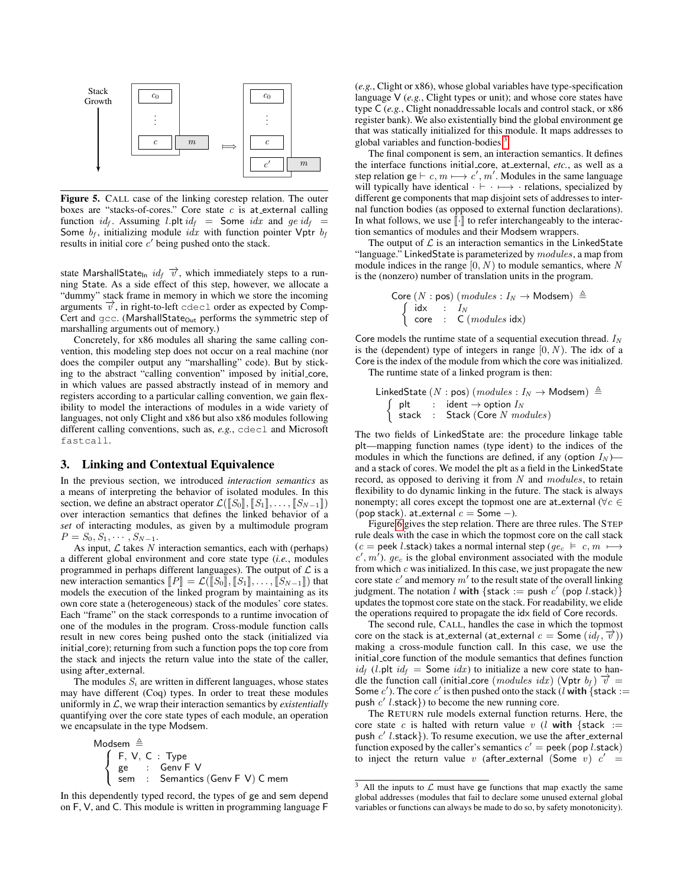Figure 5. CALL case of the linking corestep relation. The outer boxes are "stacks-of-cores." Core state $c$ is at_external calling function $id_f$. Assuming $l.\mathsf{plt}\ id_f = \mathsf{Some}\ idx$ and $ge\ id_f = \mathsf{Some}\ b_f$, initializing module $idx$ with function pointer $\mathsf{Vptr}\ b_f$ results in initial core $c'$ being pushed onto the stack.

state $\mathsf{MarshallState_{In}}\ id_f\ \vec{v}$, which immediately steps to a running State. As a side effect of this step, however, we allocate a "dummy" stack frame in memory in which we store the incoming arguments $\vec{v}$, in right-to-left `cdecl` order as expected by CompCert and `gcc`. ($\mathsf{MarshallState_{Out}}$ performs the symmetric step of marshalling arguments out of memory.)

Concretely, for x86 modules all sharing the same calling convention, this modeling step does not occur on a real machine (nor does the compiler output any "marshalling" code). But by sticking to the abstract "calling convention" imposed by initial_core, in which values are passed abstractly instead of in memory and registers according to a particular calling convention, we gain flexibility to model the interactions of modules in a wide variety of languages, not only Clight and x86 but also x86 modules following different calling conventions, such as, *e.g.*, `cdecl` and Microsoft `fastcall`.

## 3. Linking and Contextual Equivalence

In the previous section, we introduced *interaction semantics* as a means of interpreting the behavior of isolated modules. In this section, we define an abstract operator $\mathcal{L}([\![S_0]\!], [\![S_1]\!], \ldots, [\![S_{N-1}]\!])$ over interaction semantics that defines the linked behavior of a *set* of interacting modules, as given by a multimodule program $P = S_0, S_1, \cdots, S_{N-1}$.

As input, $\mathcal{L}$ takes $N$ interaction semantics, each with (perhaps) a different global environment and core state type (*i.e.*, modules programmed in perhaps different languages). The output of $\mathcal{L}$ is a new interaction semantics $[\![P]\!] = \mathcal{L}([\![S_0]\!], [\![S_1]\!], \ldots, [\![S_{N-1}]\!])$ that models the execution of the linked program by maintaining as its own core state a (heterogeneous) stack of the modules' core states. Each "frame" on the stack corresponds to a runtime invocation of one of the modules in the program. Cross-module function calls result in new cores being pushed onto the stack (initialized via initial_core); returning from such a function pops the top core from the stack and injects the return value into the state of the caller, using after_external.

The modules $S_i$ are written in different languages, whose states may have different (Coq) types. In order to treat these modules uniformly in $\mathcal{L}$, we wrap their interaction semantics by *existentially* quantifying over the core state types of each module, an operation we encapsulate in the type Modsem.

$$\mathsf{Modsem} \triangleq \left\{ \begin{array}{lcl} \mathsf{F,\ V,\ C} & : & \mathsf{Type} \\ \mathsf{ge} & : & \mathsf{Genv\ F\ V} \\ \mathsf{sem} & : & \mathsf{Semantics\ (Genv\ F\ V)\ C\ mem} \end{array} \right.$$

In this dependently typed record, the types of ge and sem depend on F, V, and C. This module is written in programming language F (*e.g.*, Clight or x86), whose global variables have type-specification language V (*e.g.*, Clight types or unit); and whose core states have type C (*e.g.*, Clight nonaddressable locals and control stack, or x86 register bank). We also existentially bind the global environment ge that was statically initialized for this module. It maps addresses to global variables and function-bodies.[3]

The final component is sem, an interaction semantics. It defines the interface functions initial_core, at_external, *etc.*, as well as a step relation $\mathsf{ge} \vdash c, m \longmapsto c', m'$. Modules in the same language will typically have identical $\cdot \vdash \cdot \longmapsto \cdot$ relations, specialized by different ge components that map disjoint sets of addresses to internal function bodies (as opposed to external function declarations). In what follows, we use $[\![\cdot]\!]$ to refer interchangeably to the interaction semantics of modules and their Modsem wrappers.

The output of $\mathcal{L}$ is an interaction semantics in the LinkedState "language." LinkedState is parameterized by *modules*, a map from module indices in the range $[0, N)$ to module semantics, where $N$ is the (nonzero) number of translation units in the program.

$$\mathsf{Core}\ (N : \mathsf{pos})\ (modules : I_N \to \mathsf{Modsem}) \triangleq \left\{ \begin{array}{lcl} \mathsf{idx} & : & I_N \\ \mathsf{core} & : & \mathsf{C}\ (modules\ \mathsf{idx}) \end{array} \right.$$

Core models the runtime state of a sequential execution thread. $I_N$ is the (dependent) type of integers in range $[0, N)$. The idx of a Core is the index of the module from which the core was initialized.

The runtime state of a linked program is then:

$$\mathsf{LinkedState}\ (N : \mathsf{pos})\ (modules : I_N \to \mathsf{Modsem}) \triangleq \left\{ \begin{array}{lcl} \mathsf{plt} & : & \mathsf{ident} \to \mathsf{option}\ I_N \\ \mathsf{stack} & : & \mathsf{Stack}\ (\mathsf{Core}\ N\ modules) \end{array} \right.$$

The two fields of LinkedState are: the procedure linkage table plt—mapping function names (type ident) to the indices of the modules in which the functions are defined, if any (option $I_N$)—and a stack of cores. We model the plt as a field in the LinkedState record, as opposed to deriving it from $N$ and *modules*, to retain flexibility to do dynamic linking in the future. The stack is always nonempty; all cores except the topmost one are at_external ($\forall c \in$ (pop stack). at_external $c = \mathsf{Some}\ -$).

Figure 6 gives the step relation. There are three rules. The STEP rule deals with the case in which the topmost core on the call stack ($c = \mathsf{peek}\ l.\mathsf{stack}$) takes a normal internal step ($ge_c \vDash c, m \longmapsto c', m'$). $ge_c$ is the global environment associated with the module from which $c$ was initialized. In this case, we just propagate the new core state $c'$ and memory $m'$ to the result state of the overall linking judgment. The notation $l$ **with** $\{\mathsf{stack} := \mathsf{push}\ c'\ (\mathsf{pop}\ l.\mathsf{stack})\}$ updates the topmost core state on the stack. For readability, we elide the operations required to propagate the idx field of Core records.

The second rule, CALL, handles the case in which the topmost core on the stack is at_external (at_external $c = \mathsf{Some}\ (id_f, \vec{v})$) making a cross-module function call. In this case, we use the initial_core function of the module semantics that defines function $id_f$ ($l.\mathsf{plt}\ id_f = \mathsf{Some}\ idx$) to initialize a new core state to handle the function call (initial_core $(modules\ idx)$ $(\mathsf{Vptr}\ b_f)\ \vec{v} = \mathsf{Some}\ c'$). The core $c'$ is then pushed onto the stack ($l$ **with** $\{\mathsf{stack} := \mathsf{push}\ c'\ l.\mathsf{stack}\}$) to become the new running core.

The RETURN rule models external function returns. Here, the core state $c$ is halted with return value $v$ ($l$ **with** $\{\mathsf{stack} := \mathsf{push}\ c'\ l.\mathsf{stack}\}$). To resume execution, we use the after_external function exposed by the caller's semantics $c' = \mathsf{peek}\ (\mathsf{pop}\ l.\mathsf{stack})$ to inject the return value $v$ (after_external $(\mathsf{Some}\ v)\ c' =$

[3] All the inputs to $\mathcal{L}$ must have ge functions that map exactly the same global addresses (modules that fail to declare some unused external global variables or functions can always be made to do so, by safety monotonicity).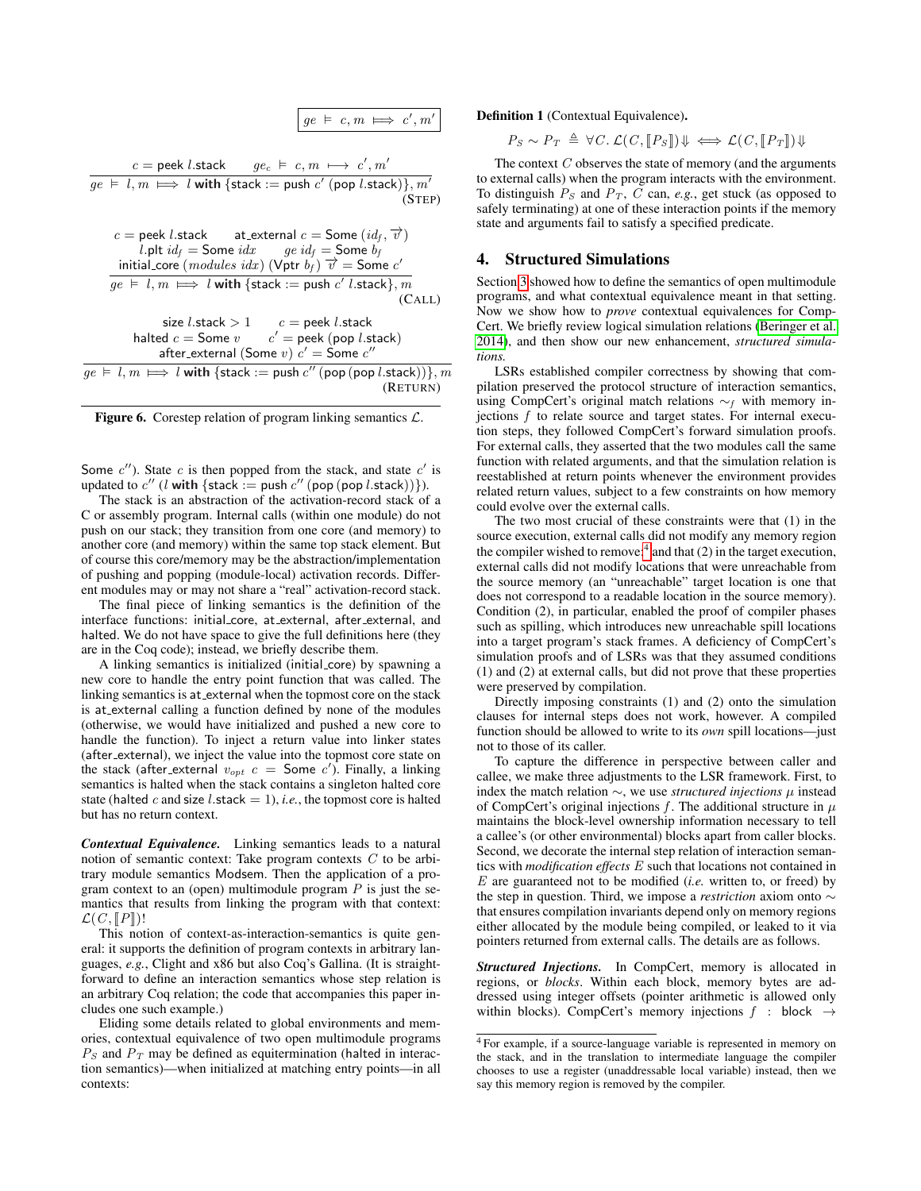$$\boxed{ge \vDash c, m \Longmapsto c', m'}$$

$$\frac{c = \mathsf{peek}\ l.\mathsf{stack} \qquad ge_c \vDash c, m \longmapsto c', m'}{ge \vDash l, m \Longmapsto l \ \textbf{with}\ \{\mathsf{stack} := \mathsf{push}\ c'\ (\mathsf{pop}\ l.\mathsf{stack})\}, m'} \ \text{(STEP)}$$

$$\frac{\begin{array}{c} c = \mathsf{peek}\ l.\mathsf{stack} \qquad \mathsf{at\_external}\ c = \mathsf{Some}\ (id_f, \overrightarrow{v}) \\ l.\mathsf{plt}\ id_f = \mathsf{Some}\ idx \qquad ge\ id_f = \mathsf{Some}\ b_f \\ \mathsf{initial\_core}\ (modules\ idx)\ (\mathsf{Vptr}\ b_f)\ \overrightarrow{v} = \mathsf{Some}\ c' \end{array}}{ge \vDash l, m \Longmapsto l \ \textbf{with}\ \{\mathsf{stack} := \mathsf{push}\ c'\ l.\mathsf{stack}\}, m} \ \text{(CALL)}$$

$$\frac{\begin{array}{c} \mathsf{size}\ l.\mathsf{stack} > 1 \qquad c = \mathsf{peek}\ l.\mathsf{stack} \\ \mathsf{halted}\ c = \mathsf{Some}\ v \qquad c' = \mathsf{peek}\ (\mathsf{pop}\ l.\mathsf{stack}) \\ \mathsf{after\_external}\ (\mathsf{Some}\ v)\ c' = \mathsf{Some}\ c'' \end{array}}{ge \vDash l, m \Longmapsto l \ \textbf{with}\ \{\mathsf{stack} := \mathsf{push}\ c''\ (\mathsf{pop}\ (\mathsf{pop}\ l.\mathsf{stack}))\}, m} \ \text{(RETURN)}$$

**Figure 6.** Corestep relation of program linking semantics $\mathcal{L}$.

Some $c''$). State $c$ is then popped from the stack, and state $c'$ is updated to $c''$ ($l$ **with** {stack := push $c''$ (pop (pop $l$.stack))}).

The stack is an abstraction of the activation-record stack of a C or assembly program. Internal calls (within one module) do not push on our stack; they transition from one core (and memory) to another core (and memory) within the same top stack element. But of course this core/memory may be the abstraction/implementation of pushing and popping (module-local) activation records. Different modules may or may not share a "real" activation-record stack.

The final piece of linking semantics is the definition of the interface functions: initial_core, at_external, after_external, and halted. We do not have space to give the full definitions here (they are in the Coq code); instead, we briefly describe them.

A linking semantics is initialized (initial_core) by spawning a new core to handle the entry point function that was called. The linking semantics is at_external when the topmost core on the stack is at_external calling a function defined by none of the modules (otherwise, we would have initialized and pushed a new core to handle the function). To inject a return value into linker states (after_external), we inject the value into the topmost core state on the stack (after_external $v_{opt}$ $c$ = Some $c'$). Finally, a linking semantics is halted when the stack contains a singleton halted core state (halted $c$ and size $l$.stack = 1), *i.e.*, the topmost core is halted but has no return context.

***Contextual Equivalence.*** Linking semantics leads to a natural notion of semantic context: Take program contexts $C$ to be arbitrary module semantics Modsem. Then the application of a program context to an (open) multimodule program $P$ is just the semantics that results from linking the program with that context: $\mathcal{L}(C, [\![P]\!])$!

This notion of context-as-interaction-semantics is quite general: it supports the definition of program contexts in arbitrary languages, *e.g.*, Clight and x86 but also Coq's Gallina. (It is straightforward to define an interaction semantics whose step relation is an arbitrary Coq relation; the code that accompanies this paper includes one such example.)

Eliding some details related to global environments and memories, contextual equivalence of two open multimodule programs $P_S$ and $P_T$ may be defined as equitermination (halted in interaction semantics)—when initialized at matching entry points—in all contexts:

**Definition 1** (Contextual Equivalence)**.**

$$P_S \sim P_T \triangleq \forall C.\ \mathcal{L}(C, [\![P_S]\!]) \Downarrow \iff \mathcal{L}(C, [\![P_T]\!]) \Downarrow$$

The context $C$ observes the state of memory (and the arguments to external calls) when the program interacts with the environment. To distinguish $P_S$ and $P_T$, $C$ can, *e.g.*, get stuck (as opposed to safely terminating) at one of these interaction points if the memory state and arguments fail to satisfy a specified predicate.

## 4. Structured Simulations

Section 3 showed how to define the semantics of open multimodule programs, and what contextual equivalence meant in that setting. Now we show how to *prove* contextual equivalences for CompCert. We briefly review logical simulation relations (Beringer et al. 2014), and then show our new enhancement, *structured simulations.*

LSRs established compiler correctness by showing that compilation preserved the protocol structure of interaction semantics, using CompCert's original match relations $\sim_f$ with memory injections $f$ to relate source and target states. For internal execution steps, they followed CompCert's forward simulation proofs. For external calls, they asserted that the two modules call the same function with related arguments, and that the simulation relation is reestablished at return points whenever the environment provides related return values, subject to a few constraints on how memory could evolve over the external calls.

The two most crucial of these constraints were that (1) in the source execution, external calls did not modify any memory region the compiler wished to remove,[4] and that (2) in the target execution, external calls did not modify locations that were unreachable from the source memory (an "unreachable" target location is one that does not correspond to a readable location in the source memory). Condition (2), in particular, enabled the proof of compiler phases such as spilling, which introduces new unreachable spill locations into a target program's stack frames. A deficiency of CompCert's simulation proofs and of LSRs was that they assumed conditions (1) and (2) at external calls, but did not prove that these properties were preserved by compilation.

Directly imposing constraints (1) and (2) onto the simulation clauses for internal steps does not work, however. A compiled function should be allowed to write to its *own* spill locations—just not to those of its caller.

To capture the difference in perspective between caller and callee, we make three adjustments to the LSR framework. First, to index the match relation $\sim$, we use *structured injections* $\mu$ instead of CompCert's original injections $f$. The additional structure in $\mu$ maintains the block-level ownership information necessary to tell a callee's (or other environmental) blocks apart from caller blocks. Second, we decorate the internal step relation of interaction semantics with *modification effects* $E$ such that locations not contained in $E$ are guaranteed not to be modified (*i.e.* written to, or freed) by the step in question. Third, we impose a *restriction* axiom onto $\sim$ that ensures compilation invariants depend only on memory regions either allocated by the module being compiled, or leaked to it via pointers returned from external calls. The details are as follows.

***Structured Injections.*** In CompCert, memory is allocated in regions, or *blocks*. Within each block, memory bytes are addressed using integer offsets (pointer arithmetic is allowed only within blocks). CompCert's memory injections $f$ : block →

[4] For example, if a source-language variable is represented in memory on the stack, and in the translation to intermediate language the compiler chooses to use a register (unaddressable local variable) instead, then we say this memory region is removed by the compiler.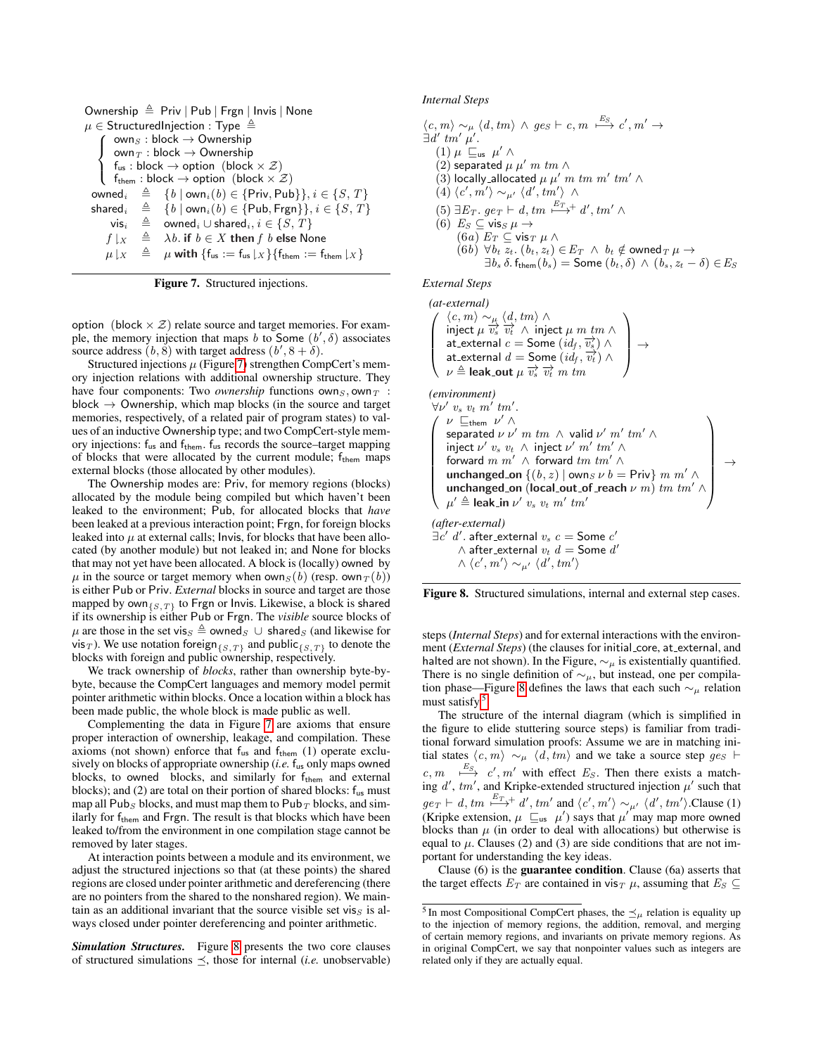$$
\begin{array}{l}
\mathsf{Ownership} \triangleq \mathsf{Priv} \mid \mathsf{Pub} \mid \mathsf{Frgn} \mid \mathsf{Invis} \mid \mathsf{None} \\
\mu \in \mathsf{StructuredInjection} : \mathsf{Type} \triangleq \\
\quad \left\{ \begin{array}{l}
\mathsf{own}_S : \mathsf{block} \to \mathsf{Ownership} \\
\mathsf{own}_T : \mathsf{block} \to \mathsf{Ownership} \\
\mathsf{f_{us}} : \mathsf{block} \to \mathsf{option}\ \ (\mathsf{block} \times \mathcal{Z}) \\
\mathsf{f_{them}} : \mathsf{block} \to \mathsf{option}\ \ (\mathsf{block} \times \mathcal{Z})
\end{array} \right. \\
\begin{array}{rcl}
\mathsf{owned}_i & \triangleq & \{ b \mid \mathsf{own}_i(b) \in \{\mathsf{Priv}, \mathsf{Pub}\} \}, i \in \{S, T\} \\
\mathsf{shared}_i & \triangleq & \{ b \mid \mathsf{own}_i(b) \in \{\mathsf{Pub}, \mathsf{Frgn}\} \}, i \in \{S, T\} \\
\mathsf{vis}_i & \triangleq & \mathsf{owned}_i \cup \mathsf{shared}_i, i \in \{S, T\} \\
f \downharpoonright_X & \triangleq & \lambda b.\ \textbf{if}\ b \in X\ \textbf{then}\ f\ b\ \textbf{else}\ \mathsf{None} \\
\mu \downharpoonright_X & \triangleq & \mu\ \textbf{with}\ \{\mathsf{f_{us}} := \mathsf{f_{us}} \downharpoonright_X\}\{\mathsf{f_{them}} := \mathsf{f_{them}} \downharpoonright_X\}
\end{array}
\end{array}
$$

**Figure 7.** Structured injections.

option (block $\times \mathcal{Z}$) relate source and target memories. For example, the memory injection that maps $b$ to Some $(b', \delta)$ associates source address $(b, 8)$ with target address $(b', 8 + \delta)$.

Structured injections $\mu$ (Figure 7) strengthen CompCert's memory injection relations with additional ownership structure. They have four components: Two *ownership* functions $\mathsf{own}_S, \mathsf{own}_T$ : block $\to$ Ownership, which map blocks (in the source and target memories, respectively, of a related pair of program states) to values of an inductive Ownership type; and two CompCert-style memory injections: $\mathsf{f_{us}}$ and $\mathsf{f_{them}}$. $\mathsf{f_{us}}$ records the source–target mapping of blocks that were allocated by the current module; $\mathsf{f_{them}}$ maps external blocks (those allocated by other modules).

The Ownership modes are: Priv, for memory regions (blocks) allocated by the module being compiled but which haven't been leaked to the environment; Pub, for allocated blocks that *have* been leaked at a previous interaction point; Frgn, for foreign blocks leaked into $\mu$ at external calls; Invis, for blocks that have been allocated (by another module) but not leaked in; and None for blocks that may not yet have been allocated. A block is (locally) owned by $\mu$ in the source or target memory when $\mathsf{own}_S(b)$ (resp. $\mathsf{own}_T(b)$) is either Pub or Priv. *External* blocks in source and target are those mapped by $\mathsf{own}_{\{S,T\}}$ to Frgn or Invis. Likewise, a block is shared if its ownership is either Pub or Frgn. The *visible* source blocks of $\mu$ are those in the set $\mathsf{vis}_S \triangleq \mathsf{owned}_S \cup \mathsf{shared}_S$ (and likewise for $\mathsf{vis}_T$). We use notation $\mathsf{foreign}_{\{S,T\}}$ and $\mathsf{public}_{\{S,T\}}$ to denote the blocks with foreign and public ownership, respectively.

We track ownership of *blocks*, rather than ownership byte-by-byte, because the CompCert languages and memory model permit pointer arithmetic within blocks. Once a location within a block has been made public, the whole block is made public as well.

Complementing the data in Figure 7 are axioms that ensure proper interaction of ownership, leakage, and compilation. These axioms (not shown) enforce that $\mathsf{f_{us}}$ and $\mathsf{f_{them}}$ (1) operate exclusively on blocks of appropriate ownership (*i.e.* $\mathsf{f_{us}}$ only maps owned blocks, to owned blocks, and similarly for $\mathsf{f_{them}}$ and external blocks); and (2) are total on their portion of shared blocks: $\mathsf{f_{us}}$ must map all $\mathsf{Pub}_S$ blocks, and must map them to $\mathsf{Pub}_T$ blocks, and similarly for $\mathsf{f_{them}}$ and Frgn. The result is that blocks which have been leaked to/from the environment in one compilation stage cannot be removed by later stages.

At interaction points between a module and its environment, we adjust the structured injections so that (at these points) the shared regions are closed under pointer arithmetic and dereferencing (there are no pointers from the shared to the nonshared region). We maintain as an additional invariant that the source visible set $\mathsf{vis}_S$ is always closed under pointer dereferencing and pointer arithmetic.

***Simulation Structures.*** Figure 8 presents the two core clauses of structured simulations $\preceq$, those for internal (*i.e.* unobservable)

*Internal Steps*

$$
\begin{array}{l}
\langle c, m \rangle \sim_\mu \langle d, tm \rangle \ \wedge\ ge_S \vdash c, m \overset{E_S}{\longmapsto} c', m' \to \\
\exists d'\ tm'\ \mu'. \\
\quad (1)\ \mu \sqsubseteq_{\mathsf{us}} \mu' \ \wedge \\
\quad (2)\ \mathsf{separated}\ \mu\ \mu'\ m\ tm \ \wedge \\
\quad (3)\ \mathsf{locally\_allocated}\ \mu\ \mu'\ m\ tm\ m'\ tm' \ \wedge \\
\quad (4)\ \langle c', m' \rangle \sim_{\mu'} \langle d', tm' \rangle \ \wedge \\
\quad (5)\ \exists E_T.\ ge_T \vdash d, tm \overset{E_T}{\longmapsto}{}^{+} d', tm' \ \wedge \\
\quad (6)\ \ E_S \subseteq \mathsf{vis}_S\ \mu \to \\
\qquad (6a)\ E_T \subseteq \mathsf{vis}_T\ \mu \ \wedge \\
\qquad (6b)\ \forall b_t\ z_t.\ (b_t, z_t) \in E_T \ \wedge\ b_t \notin \mathsf{owned}_T\ \mu \to \\
\qquad\qquad \exists b_s\ \delta.\ \mathsf{f_{them}}(b_s) = \mathsf{Some}\ (b_t, \delta) \ \wedge\ (b_s, z_t - \delta) \in E_S
\end{array}
$$

*External Steps*

*(at-external)*

$$
\left(
\begin{array}{l}
\langle c, m \rangle \sim_\mu \langle d, tm \rangle \ \wedge \\
\mathsf{inject}\ \mu\ \overrightarrow{v_s}\ \overrightarrow{v_t} \ \wedge\ \mathsf{inject}\ \mu\ m\ tm \ \wedge \\
\mathsf{at\_external}\ c = \mathsf{Some}\ (id_f, \overrightarrow{v_s}) \ \wedge \\
\mathsf{at\_external}\ d = \mathsf{Some}\ (id_f, \overrightarrow{v_t}) \ \wedge \\
\nu \triangleq \textbf{leak\_out}\ \mu\ \overrightarrow{v_s}\ \overrightarrow{v_t}\ m\ tm
\end{array}
\right) \to
$$

*(environment)*

$$
\forall \nu'\ v_s\ v_t\ m'\ tm'.
$$

$$
\left(
\begin{array}{l}
\nu \sqsubseteq_{\mathsf{them}} \nu' \ \wedge \\
\mathsf{separated}\ \nu\ \nu'\ m\ tm \ \wedge\ \mathsf{valid}\ \nu'\ m'\ tm' \ \wedge \\
\mathsf{inject}\ \nu'\ v_s\ v_t \ \wedge\ \mathsf{inject}\ \nu'\ m'\ tm' \ \wedge \\
\mathsf{forward}\ m\ m' \ \wedge\ \mathsf{forward}\ tm\ tm' \ \wedge \\
\textbf{unchanged\_on}\ \{(b, z) \mid \mathsf{own}_S\ \nu\ b = \mathsf{Priv}\}\ m\ m' \ \wedge \\
\textbf{unchanged\_on}\ (\textbf{local\_out\_of\_reach}\ \nu\ m)\ tm\ tm' \ \wedge \\
\mu' \triangleq \textbf{leak\_in}\ \nu'\ v_s\ v_t\ m'\ tm'
\end{array}
\right) \to
$$

*(after-external)*

$$
\begin{array}{l}
\exists c'\ d'.\ \mathsf{after\_external}\ v_s\ c = \mathsf{Some}\ c' \\
\quad \wedge\ \mathsf{after\_external}\ v_t\ d = \mathsf{Some}\ d' \\
\quad \wedge\ \langle c', m' \rangle \sim_{\mu'} \langle d', tm' \rangle
\end{array}
$$

**Figure 8.** Structured simulations, internal and external step cases.

steps (*Internal Steps*) and for external interactions with the environment (*External Steps*) (the clauses for initial\_core, at\_external, and halted are not shown). In the Figure, $\sim_\mu$ is existentially quantified. There is no single definition of $\sim_\mu$, but instead, one per compilation phase—Figure 8 defines the laws that each such $\sim_\mu$ relation must satisfy.[5]

The structure of the internal diagram (which is simplified in the figure to elide stuttering source steps) is familiar from traditional forward simulation proofs: Assume we are in matching initial states $\langle c, m \rangle \sim_\mu \langle d, tm \rangle$ and we take a source step $ge_S \vdash c, m \overset{E_S}{\longmapsto} c', m'$ with effect $E_S$. Then there exists a matching $d'$, $tm'$, and Kripke-extended structured injection $\mu'$ such that $ge_T \vdash d, tm \overset{E_T}{\longmapsto}{}^{+} d', tm'$ and $\langle c', m' \rangle \sim_{\mu'} \langle d', tm' \rangle$.Clause (1) (Kripke extension, $\mu \sqsubseteq_{\mathsf{us}} \mu'$) says that $\mu'$ may map more owned blocks than $\mu$ (in order to deal with allocations) but otherwise is equal to $\mu$. Clauses (2) and (3) are side conditions that are not important for understanding the key ideas.

Clause (6) is the **guarantee condition**. Clause (6a) asserts that the target effects $E_T$ are contained in $\mathsf{vis}_T\ \mu$, assuming that $E_S \subseteq$

[5] In most Compositional CompCert phases, the $\preceq_\mu$ relation is equality up to the injection of memory regions, the addition, removal, and merging of certain memory regions, and invariants on private memory regions. As in original CompCert, we say that nonpointer values such as integers are related only if they are actually equal.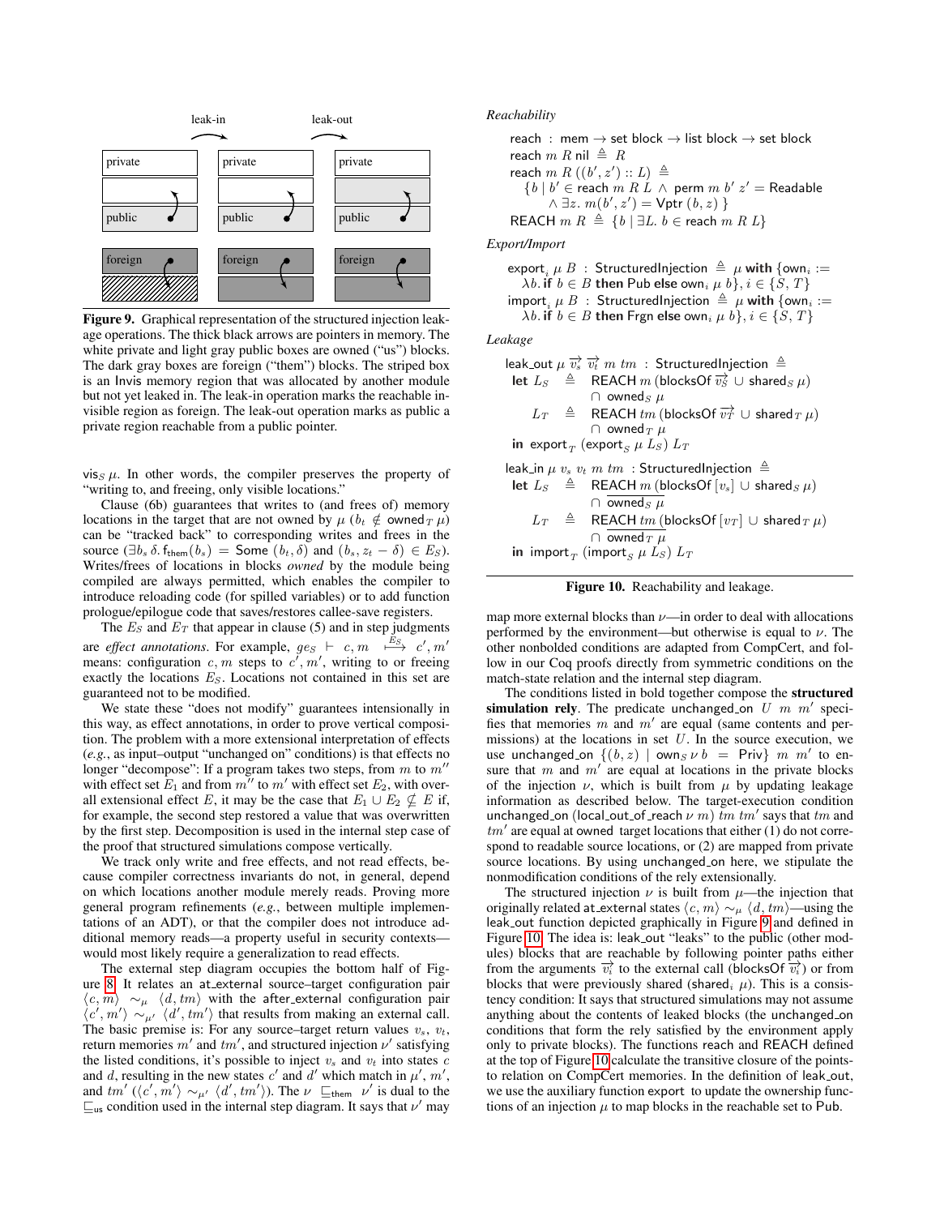**Figure 9.** Graphical representation of the structured injection leakage operations. The thick black arrows are pointers in memory. The white private and light gray public boxes are owned ("us") blocks. The dark gray boxes are foreign ("them") blocks. The striped box is an Invis memory region that was allocated by another module but not yet leaked in. The leak-in operation marks the reachable invisible region as foreign. The leak-out operation marks as public a private region reachable from a public pointer.

$\mathsf{vis}_S\ \mu$. In other words, the compiler preserves the property of "writing to, and freeing, only visible locations."

Clause (6b) guarantees that writes to (and frees of) memory locations in the target that are not owned by $\mu$ ($b_t \notin \mathsf{owned}_T\ \mu$) can be "tracked back" to corresponding writes and frees in the source ($\exists b_s\, \delta.\ \mathsf{f}_{\mathsf{them}}(b_s) = \mathsf{Some}\ (b_t, \delta)$ and $(b_s, z_t - \delta) \in E_S$). Writes/frees of locations in blocks *owned* by the module being compiled are always permitted, which enables the compiler to introduce reloading code (for spilled variables) or to add function prologue/epilogue code that saves/restores callee-save registers.

The $E_S$ and $E_T$ that appear in clause (5) and in step judgments are *effect annotations*. For example, $ge_S \vdash c, m \overset{E_S}{\longmapsto} c', m'$ means: configuration $c, m$ steps to $c', m'$, writing to or freeing exactly the locations $E_S$. Locations not contained in this set are guaranteed not to be modified.

We state these "does not modify" guarantees intensionally in this way, as effect annotations, in order to prove vertical composition. The problem with a more extensional interpretation of effects (*e.g.*, as input–output "unchanged on" conditions) is that effects no longer "decompose": If a program takes two steps, from $m$ to $m''$ with effect set $E_1$ and from $m''$ to $m'$ with effect set $E_2$, with overall extensional effect $E$, it may be the case that $E_1 \cup E_2 \nsubseteq E$ if, for example, the second step restored a value that was overwritten by the first step. Decomposition is used in the internal step case of the proof that structured simulations compose vertically.

We track only write and free effects, and not read effects, because compiler correctness invariants do not, in general, depend on which locations another module merely reads. Proving more general program refinements (*e.g.*, between multiple implementations of an ADT), or that the compiler does not introduce additional memory reads—a property useful in security contexts—would most likely require a generalization to read effects.

The external step diagram occupies the bottom half of Figure 8. It relates an at_external source–target configuration pair $\langle c, m\rangle \sim_\mu \langle d, tm\rangle$ with the after_external configuration pair $\langle c', m'\rangle \sim_{\mu'} \langle d', tm'\rangle$ that results from making an external call. The basic premise is: For any source–target return values $v_s$, $v_t$, return memories $m'$ and $tm'$, and structured injection $\nu'$ satisfying the listed conditions, it's possible to inject $v_s$ and $v_t$ into states $c$ and $d$, resulting in the new states $c'$ and $d'$ which match in $\mu'$, $m'$, and $tm'$ ($\langle c', m'\rangle \sim_{\mu'} \langle d', tm'\rangle$). The $\nu \sqsubseteq_{\mathsf{them}} \nu'$ is dual to the $\sqsubseteq_{\mathsf{us}}$ condition used in the internal step diagram. It says that $\nu'$ may map more external blocks than $\nu$—in order to deal with allocations performed by the environment—but otherwise is equal to $\nu$. The other nonbolded conditions are adapted from CompCert, and follow in our Coq proofs directly from symmetric conditions on the match-state relation and the internal step diagram.

*Reachability*

$$\mathsf{reach}\ :\ \mathsf{mem} \to \mathsf{set\ block} \to \mathsf{list\ block} \to \mathsf{set\ block}$$
$$\mathsf{reach}\ m\ R\ \mathsf{nil} \triangleq R$$
$$\mathsf{reach}\ m\ R\ ((b', z') :: L) \triangleq \{ b \mid b' \in \mathsf{reach}\ m\ R\ L\ \wedge\ \mathsf{perm}\ m\ b'\ z' = \mathsf{Readable} \wedge \exists z.\ m(b', z') = \mathsf{Vptr}\ (b, z) \}$$
$$\mathsf{REACH}\ m\ R \triangleq \{ b \mid \exists L.\ b \in \mathsf{reach}\ m\ R\ L \}$$

*Export/Import*

$$\mathsf{export}_i\ \mu\ B\ :\ \mathsf{StructuredInjection} \triangleq \mu\ \mathbf{with}\ \{\mathsf{own}_i := \lambda b.\ \mathbf{if}\ b \in B\ \mathbf{then}\ \mathsf{Pub}\ \mathbf{else}\ \mathsf{own}_i\ \mu\ b\}, i \in \{S, T\}$$
$$\mathsf{import}_i\ \mu\ B\ :\ \mathsf{StructuredInjection} \triangleq \mu\ \mathbf{with}\ \{\mathsf{own}_i := \lambda b.\ \mathbf{if}\ b \in B\ \mathbf{then}\ \mathsf{Frgn}\ \mathbf{else}\ \mathsf{own}_i\ \mu\ b\}, i \in \{S, T\}$$

*Leakage*

$$\begin{aligned}
&\mathsf{leak\_out}\ \mu\ \overrightarrow{v_S}\ \overrightarrow{v_t}\ m\ tm\ :\ \mathsf{StructuredInjection} \triangleq\\
&\quad \mathbf{let}\ L_S \triangleq \mathsf{REACH}\ m\ (\mathsf{blocksOf}\ \overrightarrow{v_S} \cup \mathsf{shared}_S\ \mu) \cap \mathsf{owned}_S\ \mu\\
&\quad\quad\ \ L_T \triangleq \mathsf{REACH}\ tm\ (\mathsf{blocksOf}\ \overrightarrow{v_T} \cup \mathsf{shared}_T\ \mu) \cap \mathsf{owned}_T\ \mu\\
&\quad \mathbf{in}\ \mathsf{export}_T\ (\mathsf{export}_S\ \mu\ L_S)\ L_T
\end{aligned}$$

$$\begin{aligned}
&\mathsf{leak\_in}\ \mu\ v_s\ v_t\ m\ tm\ :\ \mathsf{StructuredInjection} \triangleq\\
&\quad \mathbf{let}\ L_S \triangleq \mathsf{REACH}\ m\ (\mathsf{blocksOf}\ [v_s] \cup \mathsf{shared}_S\ \mu) \cap \overline{\mathsf{owned}_S\ \mu}\\
&\quad\quad\ \ L_T \triangleq \mathsf{REACH}\ tm\ (\mathsf{blocksOf}\ [v_T] \cup \mathsf{shared}_T\ \mu) \cap \overline{\mathsf{owned}_T\ \mu}\\
&\quad \mathbf{in}\ \mathsf{import}_T\ (\mathsf{import}_S\ \mu\ L_S)\ L_T
\end{aligned}$$

**Figure 10.** Reachability and leakage.

The conditions listed in bold together compose the **structured simulation rely**. The predicate $\mathsf{unchanged\_on}\ U\ m\ m'$ specifies that memories $m$ and $m'$ are equal (same contents and permissions) at the locations in set $U$. In the source execution, we use $\mathsf{unchanged\_on}\ \{(b, z) \mid \mathsf{own}_S\ \nu\ b = \mathsf{Priv}\}\ m\ m'$ to ensure that $m$ and $m'$ are equal at locations in the private blocks of the injection $\nu$, which is built from $\mu$ by updating leakage information as described below. The target-execution condition $\mathsf{unchanged\_on}\ (\mathsf{local\_out\_of\_reach}\ \nu\ m)\ tm\ tm'$ says that $tm$ and $tm'$ are equal at owned target locations that either (1) do not correspond to readable source locations, or (2) are mapped from private source locations. By using unchanged_on here, we stipulate the nonmodification conditions of the rely extensionally.

The structured injection $\nu$ is built from $\mu$—the injection that originally related at_external states $\langle c, m\rangle \sim_\mu \langle d, tm\rangle$—using the leak_out function depicted graphically in Figure 9 and defined in Figure 10. The idea is: leak_out "leaks" to the public (other modules) blocks that are reachable by following pointer paths either from the arguments $\overrightarrow{v_i}$ to the external call ($\mathsf{blocksOf}\ \overrightarrow{v_i}$) or from blocks that were previously shared ($\mathsf{shared}_i\ \mu$). This is a consistency condition: It says that structured simulations may not assume anything about the contents of leaked blocks (the unchanged_on conditions that form the rely satisfied by the environment apply only to private blocks). The functions reach and REACH defined at the top of Figure 10 calculate the transitive closure of the points-to relation on CompCert memories. In the definition of leak_out, we use the auxiliary function export to update the ownership functions of an injection $\mu$ to map blocks in the reachable set to Pub.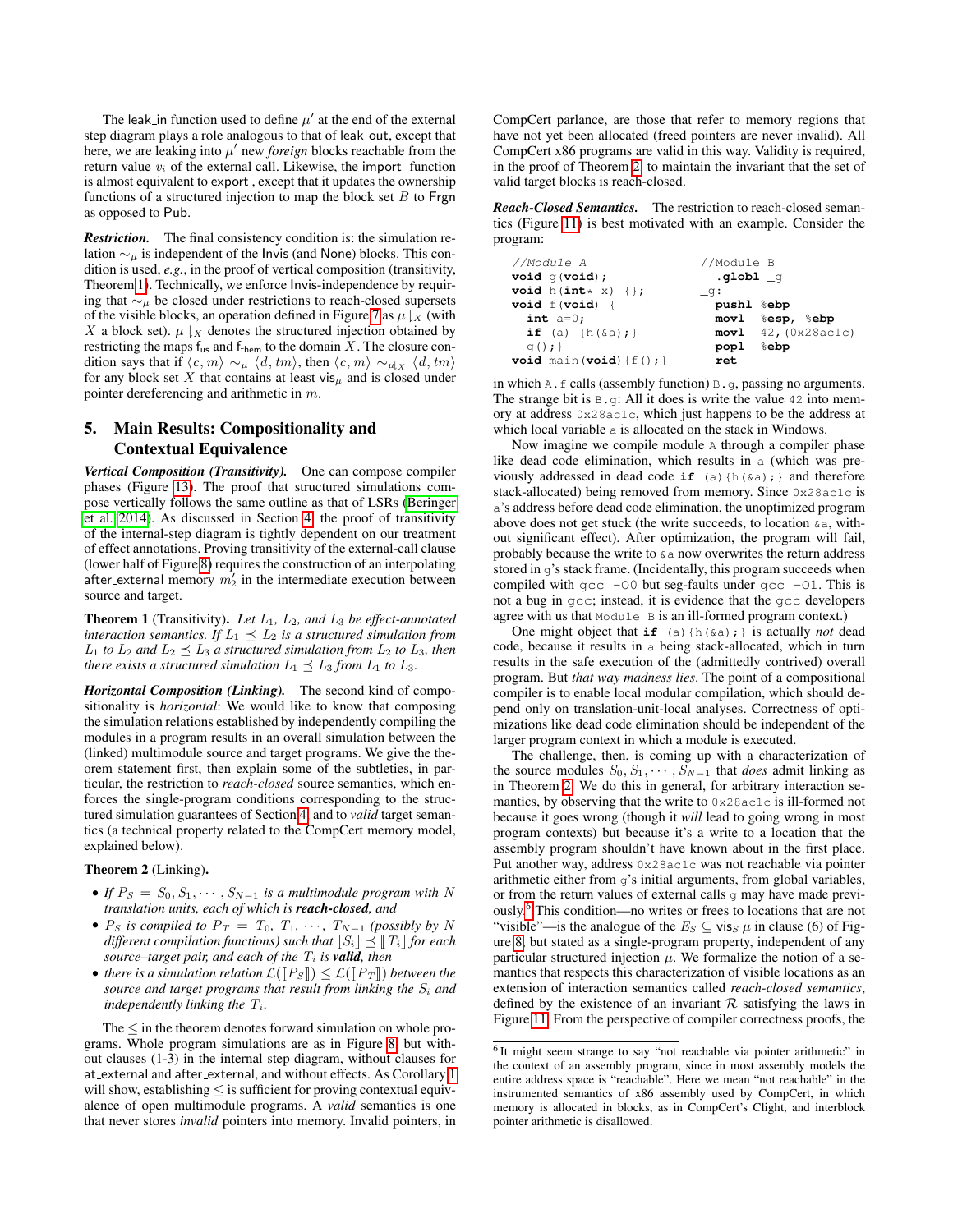The leak_in function used to define $\mu'$ at the end of the external step diagram plays a role analogous to that of leak_out, except that here, we are leaking into $\mu'$ new *foreign* blocks reachable from the return value $v_i$ of the external call. Likewise, the import function is almost equivalent to export, except that it updates the ownership functions of a structured injection to map the block set $B$ to Frgn as opposed to Pub.

***Restriction.*** The final consistency condition is: the simulation relation $\sim_\mu$ is independent of the Invis (and None) blocks. This condition is used, *e.g.*, in the proof of vertical composition (transitivity, Theorem 1). Technically, we enforce Invis-independence by requiring that $\sim_\mu$ be closed under restrictions to reach-closed supersets of the visible blocks, an operation defined in Figure 7 as $\mu\downharpoonright_X$ (with $X$ a block set). $\mu\downharpoonright_X$ denotes the structured injection obtained by restricting the maps $\mathsf{f_{us}}$ and $\mathsf{f_{them}}$ to the domain $X$. The closure condition says that if $\langle c, m\rangle \sim_\mu \langle d, tm\rangle$, then $\langle c, m\rangle \sim_{\mu\downharpoonright_X} \langle d, tm\rangle$ for any block set $X$ that contains at least $\mathsf{vis}_\mu$ and is closed under pointer dereferencing and arithmetic in $m$.

## 5. Main Results: Compositionality and Contextual Equivalence

***Vertical Composition (Transitivity).*** One can compose compiler phases (Figure 13). The proof that structured simulations compose vertically follows the same outline as that of LSRs (Beringer et al. 2014). As discussed in Section 4, the proof of transitivity of the internal-step diagram is tightly dependent on our treatment of effect annotations. Proving transitivity of the external-call clause (lower half of Figure 8) requires the construction of an interpolating after_external memory $m_2'$ in the intermediate execution between source and target.

**Theorem 1** (Transitivity)**.** *Let $L_1$, $L_2$, and $L_3$ be effect-annotated interaction semantics. If $L_1 \preceq L_2$ is a structured simulation from $L_1$ to $L_2$ and $L_2 \preceq L_3$ a structured simulation from $L_2$ to $L_3$, then there exists a structured simulation $L_1 \preceq L_3$ from $L_1$ to $L_3$.*

***Horizontal Composition (Linking).*** The second kind of compositionality is *horizontal*: We would like to know that composing the simulation relations established by independently compiling the modules in a program results in an overall simulation between the (linked) multimodule source and target programs. We give the theorem statement first, then explain some of the subtleties, in particular, the restriction to *reach-closed* source semantics, which enforces the single-program conditions corresponding to the structured simulation guarantees of Section 4, and to *valid* target semantics (a technical property related to the CompCert memory model, explained below).

**Theorem 2** (Linking)**.**

- *If $P_S = S_0, S_1, \cdots, S_{N-1}$ is a multimodule program with $N$ translation units, each of which is **reach-closed**, and*
- *$P_S$ is compiled to $P_T = T_0, T_1, \cdots, T_{N-1}$ (possibly by $N$ different compilation functions) such that $[\![S_i]\!] \preceq [\![T_i]\!]$ for each source–target pair, and each of the $T_i$ is **valid**, then*
- *there is a simulation relation $\mathcal{L}([\![P_S]\!]) \leq \mathcal{L}([\![P_T]\!])$ between the source and target programs that result from linking the $S_i$ and independently linking the $T_i$.*

The $\leq$ in the theorem denotes forward simulation on whole programs. Whole program simulations are as in Figure 8, but without clauses (1-3) in the internal step diagram, without clauses for at_external and after_external, and without effects. As Corollary 1 will show, establishing $\leq$ is sufficient for proving contextual equivalence of open multimodule programs. A *valid* semantics is one that never stores *invalid* pointers into memory. Invalid pointers, in CompCert parlance, are those that refer to memory regions that have not yet been allocated (freed pointers are never invalid). All CompCert x86 programs are valid in this way. Validity is required, in the proof of Theorem 2, to maintain the invariant that the set of valid target blocks is reach-closed.

***Reach-Closed Semantics.*** The restriction to reach-closed semantics (Figure 11) is best motivated with an example. Consider the program:

```
//Module A                        //Module B
void g(void);                      .globl _g
void h(int* x) {};                _g:
void f(void) {                      pushl %ebp
  int a=0;                          movl  %esp, %ebp
  if (a) {h(&a);}                   movl  42,(0x28ac1c)
  g();}                             popl  %ebp
void main(void){f();}               ret
```

in which `A.f` calls (assembly function) `B.g`, passing no arguments. The strange bit is `B.g`: All it does is write the value `42` into memory at address `0x28ac1c`, which just happens to be the address at which local variable `a` is allocated on the stack in Windows.

Now imagine we compile module `A` through a compiler phase like dead code elimination, which results in `a` (which was previously addressed in dead code `if (a){h(&a);}` and therefore stack-allocated) being removed from memory. Since `0x28ac1c` is `a`'s address before dead code elimination, the unoptimized program above does not get stuck (the write succeeds, to location `&a`, without significant effect). After optimization, the program will fail, probably because the write to `&a` now overwrites the return address stored in `g`'s stack frame. (Incidentally, this program succeeds when compiled with `gcc -O0` but seg-faults under `gcc -O1`. This is not a bug in `gcc`; instead, it is evidence that the `gcc` developers agree with us that `Module B` is an ill-formed program context.)

One might object that `if (a){h(&a);}` is actually *not* dead code, because it results in `a` being stack-allocated, which in turn results in the safe execution of the (admittedly contrived) overall program. But *that way madness lies*. The point of a compositional compiler is to enable local modular compilation, which should depend only on translation-unit-local analyses. Correctness of optimizations like dead code elimination should be independent of the larger program context in which a module is executed.

The challenge, then, is coming up with a characterization of the source modules $S_0, S_1, \cdots, S_{N-1}$ that *does* admit linking as in Theorem 2. We do this in general, for arbitrary interaction semantics, by observing that the write to `0x28ac1c` is ill-formed not because it goes wrong (though it *will* lead to going wrong in most program contexts) but because it's a write to a location that the assembly program shouldn't have known about in the first place. Put another way, address `0x28ac1c` was not reachable via pointer arithmetic either from `g`'s initial arguments, from global variables, or from the return values of external calls `g` may have made previously.[6] This condition—no writes or frees to locations that are not "visible"—is the analogue of the $E_S \subseteq \mathsf{vis}_S\ \mu$ in clause (6) of Figure 8, but stated as a single-program property, independent of any particular structured injection $\mu$. We formalize the notion of a semantics that respects this characterization of visible locations as an extension of interaction semantics called *reach-closed semantics*, defined by the existence of an invariant $\mathcal{R}$ satisfying the laws in Figure 11. From the perspective of compiler correctness proofs, the

[6] It might seem strange to say "not reachable via pointer arithmetic" in the context of an assembly program, since in most assembly models the entire address space is "reachable". Here we mean "not reachable" in the instrumented semantics of x86 assembly used by CompCert, in which memory is allocated in blocks, as in CompCert's Clight, and interblock pointer arithmetic is disallowed.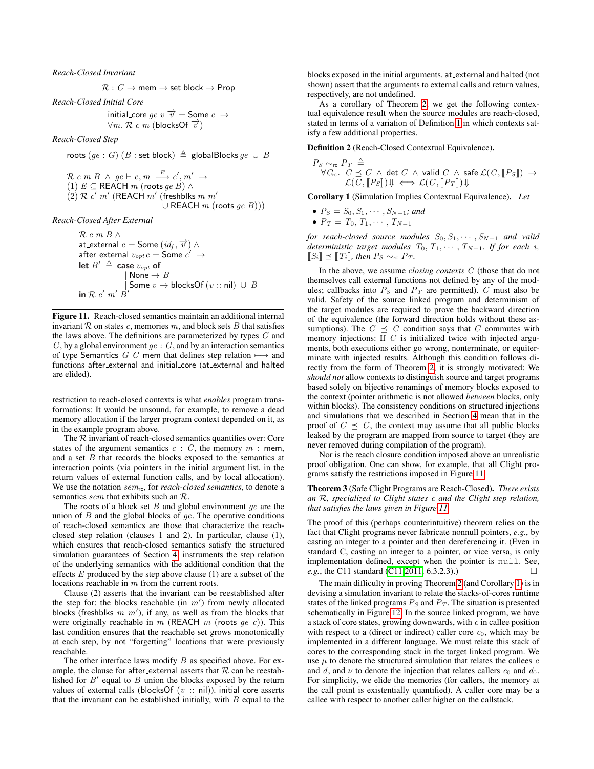*Reach-Closed Invariant*

$$\mathcal{R} : C \to \mathsf{mem} \to \mathsf{set\ block} \to \mathsf{Prop}$$

*Reach-Closed Initial Core*

$$\mathsf{initial\_core}\ ge\ v\ \vec{v} = \mathsf{Some}\ c \ \to \\ \forall m.\ \mathcal{R}\ c\ m\ (\mathsf{blocksOf}\ \vec{v})$$

*Reach-Closed Step*

$$\mathsf{roots}\ (ge : G)\ (B : \mathsf{set\ block}) \triangleq \mathsf{globalBlocks}\ ge\ \cup\ B$$

$$\begin{aligned}
&\mathcal{R}\ c\ m\ B\ \wedge\ ge \vdash c, m \overset{E}{\longmapsto} c', m' \ \to \\
&(1)\ E \subseteq \mathsf{REACH}\ m\ (\mathsf{roots}\ ge\ B)\ \wedge \\
&(2)\ \mathcal{R}\ c'\ m'\ (\mathsf{REACH}\ m'\ (\mathsf{freshblks}\ m\ m' \\
&\qquad\qquad\qquad \cup\ \mathsf{REACH}\ m\ (\mathsf{roots}\ ge\ B)))
\end{aligned}$$

*Reach-Closed After External*

$$\begin{aligned}
&\mathcal{R}\ c\ m\ B\ \wedge \\
&\mathsf{at\_external}\ c = \mathsf{Some}\ (id_f, \vec{v})\ \wedge \\
&\mathsf{after\_external}\ v_{opt}\, c = \mathsf{Some}\ c' \ \to \\
&\mathbf{let}\ B' \triangleq \mathbf{case}\ v_{opt}\ \mathbf{of} \\
&\qquad\qquad \mid \mathsf{None} \to B \\
&\qquad\qquad \mid \mathsf{Some}\ v \to \mathsf{blocksOf}\ (v :: \mathsf{nil})\ \cup\ B \\
&\mathbf{in}\ \mathcal{R}\ c'\ m'\ B'
\end{aligned}$$

**Figure 11.** Reach-closed semantics maintain an additional internal invariant $\mathcal{R}$ on states $c$, memories $m$, and block sets $B$ that satisfies the laws above. The definitions are parameterized by types $G$ and $C$, by a global environment $ge : G$, and by an interaction semantics of type Semantics $G$ $C$ mem that defines step relation $\longmapsto$ and functions after_external and initial_core (at_external and halted are elided).

restriction to reach-closed contexts is what *enables* program transformations: It would be unsound, for example, to remove a dead memory allocation if the larger program context depended on it, as in the example program above.

The $\mathcal{R}$ invariant of reach-closed semantics quantifies over: Core states of the argument semantics $c : C$, the memory $m$ : mem, and a set $B$ that records the blocks exposed to the semantics at interaction points (via pointers in the initial argument list, in the return values of external function calls, and by local allocation). We use the notation $sem_{\mathsf{rc}}$, for *reach-closed semantics*, to denote a semantics $sem$ that exhibits such an $\mathcal{R}$.

The roots of a block set $B$ and global environment $ge$ are the union of $B$ and the global blocks of $ge$. The operative conditions of reach-closed semantics are those that characterize the reach-closed step relation (clauses 1 and 2). In particular, clause (1), which ensures that reach-closed semantics satisfy the structured simulation guarantees of Section 4, instruments the step relation of the underlying semantics with the additional condition that the effects $E$ produced by the step above clause (1) are a subset of the locations reachable in $m$ from the current roots.

Clause (2) asserts that the invariant can be reestablished after the step for: the blocks reachable (in $m'$) from newly allocated blocks (freshblks $m$ $m'$), if any, as well as from the blocks that were originally reachable in $m$ (REACH $m$ (roots $ge$ $c$)). This last condition ensures that the reachable set grows monotonically at each step, by not "forgetting" locations that were previously reachable.

The other interface laws modify $B$ as specified above. For example, the clause for after_external asserts that $\mathcal{R}$ can be reestablished for $B'$ equal to $B$ union the blocks exposed by the return values of external calls (blocksOf ($v$ :: nil)). initial_core asserts that the invariant can be established initially, with $B$ equal to the blocks exposed in the initial arguments. at_external and halted (not shown) assert that the arguments to external calls and return values, respectively, are not undefined.

As a corollary of Theorem 2, we get the following contextual equivalence result when the source modules are reach-closed, stated in terms of a variation of Definition 1 in which contexts satisfy a few additional properties.

**Definition 2** (Reach-Closed Contextual Equivalence)**.**

$$\begin{aligned}
&P_S \sim_{\mathsf{rc}} P_T \ \triangleq \\
&\quad \forall C_{\mathsf{rc}}.\ C \preceq C\ \wedge\ \mathsf{det}\ C\ \wedge\ \mathsf{valid}\ C\ \wedge\ \mathsf{safe}\ \mathcal{L}(C, [\![P_S]\!]) \ \to \\
&\qquad \mathcal{L}(C, [\![P_S]\!])\Downarrow \iff \mathcal{L}(C, [\![P_T]\!])\Downarrow
\end{aligned}$$

**Corollary 1** (Simulation Implies Contextual Equivalence)**.** *Let*

- $P_S = S_0, S_1, \cdots, S_{N-1}$*; and*
- $P_T = T_0, T_1, \cdots, T_{N-1}$

*for reach-closed source modules* $S_0, S_1, \cdots, S_{N-1}$ *and valid deterministic target modules* $T_0, T_1, \cdots, T_{N-1}$*. If for each* $i$*,* $[\![S_i]\!] \preceq [\![T_i]\!]$*, then* $P_S \sim_{\mathsf{rc}} P_T$*.*

In the above, we assume *closing contexts* $C$ (those that do not themselves call external functions not defined by any of the modules; callbacks into $P_S$ and $P_T$ are permitted). $C$ must also be valid. Safety of the source linked program and determinism of the target modules are required to prove the backward direction of the equivalence (the forward direction holds without these assumptions). The $C \preceq C$ condition says that $C$ commutes with memory injections: If $C$ is initialized twice with injected arguments, both executions either go wrong, nonterminate, or equiterminate with injected results. Although this condition follows directly from the form of Theorem 2, it is strongly motivated: We *should not* allow contexts to distinguish source and target programs based solely on bijective renamings of memory blocks exposed to the context (pointer arithmetic is not allowed *between* blocks, only within blocks). The consistency conditions on structured injections and simulations that we described in Section 4 mean that in the proof of $C \preceq C$, the context may assume that all public blocks leaked by the program are mapped from source to target (they are never removed during compilation of the program).

Nor is the reach closure condition imposed above an unrealistic proof obligation. One can show, for example, that all Clight programs satisfy the restrictions imposed in Figure 11.

**Theorem 3** (Safe Clight Programs are Reach-Closed)**.** *There exists an* $\mathcal{R}$*, specialized to Clight states* $c$ *and the Clight step relation, that satisfies the laws given in Figure 11.*

The proof of this (perhaps counterintuitive) theorem relies on the fact that Clight programs never fabricate nonnull pointers, *e.g.*, by casting an integer to a pointer and then dereferencing it. (Even in standard C, casting an integer to a pointer, or vice versa, is only implementation defined, except when the pointer is `null`. See, *e.g.*, the C11 standard (C11 2011, 6.3.2.3).) □

The main difficulty in proving Theorem 2 (and Corollary 1) is in devising a simulation invariant to relate the stacks-of-cores runtime states of the linked programs $P_S$ and $P_T$. The situation is presented schematically in Figure 12. In the source linked program, we have a stack of core states, growing downwards, with $c$ in callee position with respect to a (direct or indirect) caller core $c_0$, which may be implemented in a different language. We must relate this stack of cores to the corresponding stack in the target linked program. We use $\mu$ to denote the structured simulation that relates the callees $c$ and $d$, and $\nu$ to denote the injection that relates callers $c_0$ and $d_0$. For simplicity, we elide the memories (for callers, the memory at the call point is existentially quantified). A caller core may be a callee with respect to another caller higher on the callstack.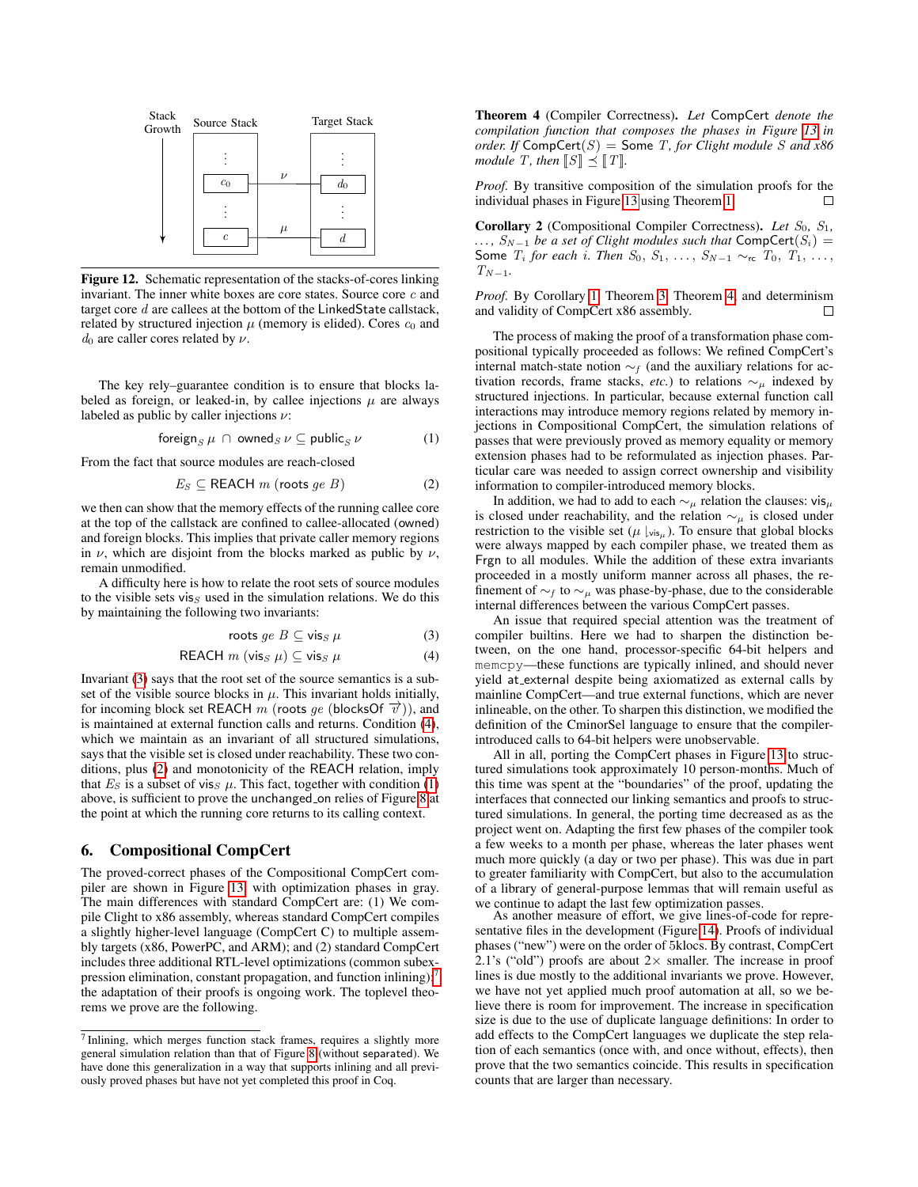**Figure 12.** Schematic representation of the stacks-of-cores linking invariant. The inner white boxes are core states. Source core $c$ and target core $d$ are callees at the bottom of the LinkedState callstack, related by structured injection $\mu$ (memory is elided). Cores $c_0$ and $d_0$ are caller cores related by $\nu$.

The key rely–guarantee condition is to ensure that blocks labeled as foreign, or leaked-in, by callee injections $\mu$ are always labeled as public by caller injections $\nu$:

$$\mathsf{foreign}_S\,\mu \;\cap\; \mathsf{owned}_S\,\nu \subseteq \mathsf{public}_S\,\nu \tag{1}$$

From the fact that source modules are reach-closed

$$E_S \subseteq \mathsf{REACH}\ m\ (\mathsf{roots}\ ge\ B) \tag{2}$$

we then can show that the memory effects of the running callee core at the top of the callstack are confined to callee-allocated (owned) and foreign blocks. This implies that private caller memory regions in $\nu$, which are disjoint from the blocks marked as public by $\nu$, remain unmodified.

A difficulty here is how to relate the root sets of source modules to the visible sets $\mathsf{vis}_S$ used in the simulation relations. We do this by maintaining the following two invariants:

$$\mathsf{roots}\ ge\ B \subseteq \mathsf{vis}_S\ \mu \tag{3}$$

$$\mathsf{REACH}\ m\ (\mathsf{vis}_S\ \mu) \subseteq \mathsf{vis}_S\ \mu \tag{4}$$

Invariant (3) says that the root set of the source semantics is a subset of the visible source blocks in $\mu$. This invariant holds initially, for incoming block set $\mathsf{REACH}\ m\ (\mathsf{roots}\ ge\ (\mathsf{blocksOf}\ \overrightarrow{v}))$, and is maintained at external function calls and returns. Condition (4), which we maintain as an invariant of all structured simulations, says that the visible set is closed under reachability. These two conditions, plus (2) and monotonicity of the REACH relation, imply that $E_S$ is a subset of $\mathsf{vis}_S\ \mu$. This fact, together with condition (1) above, is sufficient to prove the unchanged_on relies of Figure 8 at the point at which the running core returns to its calling context.

## 6. Compositional CompCert

The proved-correct phases of the Compositional CompCert compiler are shown in Figure 13, with optimization phases in gray. The main differences with standard CompCert are: (1) We compile Clight to x86 assembly, whereas standard CompCert compiles a slightly higher-level language (CompCert C) to multiple assembly targets (x86, PowerPC, and ARM); and (2) standard CompCert includes three additional RTL-level optimizations (common subexpression elimination, constant propagation, and function inlining);[7] the adaptation of their proofs is ongoing work. The toplevel theorems we prove are the following.

**Theorem 4** (Compiler Correctness)**.** *Let* CompCert *denote the compilation function that composes the phases in Figure 13 in order. If* CompCert$(S)$ = Some $T$, *for Clight module* $S$ *and x86 module* $T$, *then* $[\![S]\!] \preceq [\![T]\!]$.

*Proof.* By transitive composition of the simulation proofs for the individual phases in Figure 13 using Theorem 1. □

**Corollary 2** (Compositional Compiler Correctness)**.** *Let* $S_0, S_1, \ldots, S_{N-1}$ *be a set of Clight modules such that* CompCert$(S_i)$ = Some $T_i$ *for each* $i$. *Then* $S_0, S_1, \ldots, S_{N-1} \sim_{\mathsf{rc}} T_0, T_1, \ldots, T_{N-1}$.

*Proof.* By Corollary 1, Theorem 3, Theorem 4, and determinism and validity of CompCert x86 assembly. □

The process of making the proof of a transformation phase compositional typically proceeded as follows: We refined CompCert's internal match-state notion $\sim_f$ (and the auxiliary relations for activation records, frame stacks, *etc.*) to relations $\sim_\mu$ indexed by structured injections. In particular, because external function call interactions may introduce memory regions related by memory injections in Compositional CompCert, the simulation relations of passes that were previously proved as memory equality or memory extension phases had to be reformulated as injection phases. Particular care was needed to assign correct ownership and visibility information to compiler-introduced memory blocks.

In addition, we had to add to each $\sim_\mu$ relation the clauses: $\mathsf{vis}_\mu$ is closed under reachability, and the relation $\sim_\mu$ is closed under restriction to the visible set ($\mu\lfloor_{\mathsf{vis}_\mu}$). To ensure that global blocks were always mapped by each compiler phase, we treated them as Frgn to all modules. While the addition of these extra invariants proceeded in a mostly uniform manner across all phases, the refinement of $\sim_f$ to $\sim_\mu$ was phase-by-phase, due to the considerable internal differences between the various CompCert passes.

An issue that required special attention was the treatment of compiler builtins. Here we had to sharpen the distinction between, on the one hand, processor-specific 64-bit helpers and memcpy—these functions are typically inlined, and should never yield at_external despite being axiomatized as external calls by mainline CompCert—and true external functions, which are never inlineable, on the other. To sharpen this distinction, we modified the definition of the CminorSel language to ensure that the compiler-introduced calls to 64-bit helpers were unobservable.

All in all, porting the CompCert phases in Figure 13 to structured simulations took approximately 10 person-months. Much of this time was spent at the "boundaries" of the proof, updating the interfaces that connected our linking semantics and proofs to structured simulations. In general, the porting time decreased as as the project went on. Adapting the first few phases of the compiler took a few weeks to a month per phase, whereas the later phases went much more quickly (a day or two per phase). This was due in part to greater familiarity with CompCert, but also to the accumulation of a library of general-purpose lemmas that will remain useful as we continue to adapt the last few optimization passes.

As another measure of effort, we give lines-of-code for representative files in the development (Figure 14). Proofs of individual phases ("new") were on the order of 5klocs. By contrast, CompCert 2.1's ("old") proofs are about 2× smaller. The increase in proof lines is due mostly to the additional invariants we prove. However, we have not yet applied much proof automation at all, so we believe there is room for improvement. The increase in specification size is due to the use of duplicate language definitions: In order to add effects to the CompCert languages we duplicate the step relation of each semantics (once with, and once without, effects), then prove that the two semantics coincide. This results in specification counts that are larger than necessary.

[7] Inlining, which merges function stack frames, requires a slightly more general simulation relation than that of Figure 8 (without separated). We have done this generalization in a way that supports inlining and all previously proved phases but have not yet completed this proof in Coq.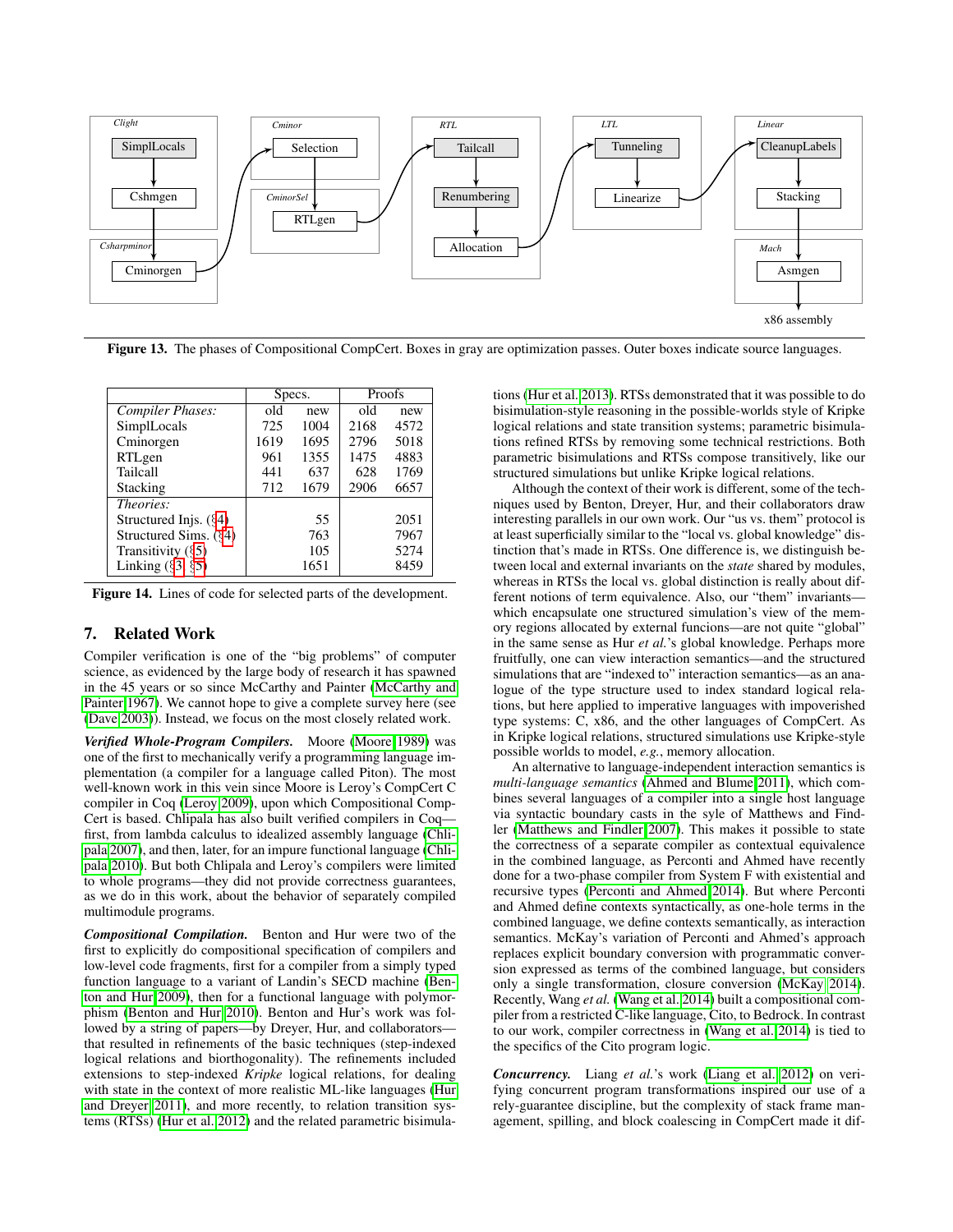Figure 13. The phases of Compositional CompCert. Boxes in gray are optimization passes. Outer boxes indicate source languages.

| | Specs. | | Proofs | |
|---|---|---|---|---|
| *Compiler Phases:* | old | new | old | new |
| SimplLocals | 725 | 1004 | 2168 | 4572 |
| Cminorgen | 1619 | 1695 | 2796 | 5018 |
| RTLgen | 961 | 1355 | 1475 | 4883 |
| Tailcall | 441 | 637 | 628 | 1769 |
| Stacking | 712 | 1679 | 2906 | 6657 |
| *Theories:* | | | | |
| Structured Injs. (§4) | | 55 | | 2051 |
| Structured Sims. (§4) | | 763 | | 7967 |
| Transitivity (§5) | | 105 | | 5274 |
| Linking (§3, §5) | | 1651 | | 8459 |

Figure 14. Lines of code for selected parts of the development.

## 7. Related Work

Compiler verification is one of the "big problems" of computer science, as evidenced by the large body of research it has spawned in the 45 years or so since McCarthy and Painter (McCarthy and Painter 1967). We cannot hope to give a complete survey here (see (Dave 2003)). Instead, we focus on the most closely related work.

***Verified Whole-Program Compilers.*** Moore (Moore 1989) was one of the first to mechanically verify a programming language implementation (a compiler for a language called Piton). The most well-known work in this vein since Moore is Leroy's CompCert C compiler in Coq (Leroy 2009), upon which Compositional CompCert is based. Chlipala has also built verified compilers in Coq—first, from lambda calculus to idealized assembly language (Chlipala 2007), and then, later, for an impure functional language (Chlipala 2010). But both Chlipala and Leroy's compilers were limited to whole programs—they did not provide correctness guarantees, as we do in this work, about the behavior of separately compiled multimodule programs.

***Compositional Compilation.*** Benton and Hur were two of the first to explicitly do compositional specification of compilers and low-level code fragments, first for a compiler from a simply typed function language to a variant of Landin's SECD machine (Benton and Hur 2009), then for a functional language with polymorphism (Benton and Hur 2010). Benton and Hur's work was followed by a string of papers—by Dreyer, Hur, and collaborators—that resulted in refinements of the basic techniques (step-indexed logical relations and biorthogonality). The refinements included extensions to step-indexed *Kripke* logical relations, for dealing with state in the context of more realistic ML-like languages (Hur and Dreyer 2011), and more recently, to relation transition systems (RTSs) (Hur et al. 2012) and the related parametric bisimulations (Hur et al. 2013). RTSs demonstrated that it was possible to do bisimulation-style reasoning in the possible-worlds style of Kripke logical relations and state transition systems; parametric bisimulations refined RTSs by removing some technical restrictions. Both parametric bisimulations and RTSs compose transitively, like our structured simulations but unlike Kripke logical relations.

Although the context of their work is different, some of the techniques used by Benton, Dreyer, Hur, and their collaborators draw interesting parallels in our own work. Our "us vs. them" protocol is at least superficially similar to the "local vs. global knowledge" distinction that's made in RTSs. One difference is, we distinguish between local and external invariants on the *state* shared by modules, whereas in RTSs the local vs. global distinction is really about different notions of term equivalence. Also, our "them" invariants—which encapsulate one structured simulation's view of the memory regions allocated by external funcions—are not quite "global" in the same sense as Hur *et al.*'s global knowledge. Perhaps more fruitfully, one can view interaction semantics—and the structured simulations that are "indexed to" interaction semantics—as an analogue of the type structure used to index standard logical relations, but here applied to imperative languages with impoverished type systems: C, x86, and the other languages of CompCert. As in Kripke logical relations, structured simulations use Kripke-style possible worlds to model, *e.g.*, memory allocation.

An alternative to language-independent interaction semantics is *multi-language semantics* (Ahmed and Blume 2011), which combines several languages of a compiler into a single host language via syntactic boundary casts in the syle of Matthews and Findler (Matthews and Findler 2007). This makes it possible to state the correctness of a separate compiler as contextual equivalence in the combined language, as Perconti and Ahmed have recently done for a two-phase compiler from System F with existential and recursive types (Perconti and Ahmed 2014). But where Perconti and Ahmed define contexts syntactically, as one-hole terms in the combined language, we define contexts semantically, as interaction semantics. McKay's variation of Perconti and Ahmed's approach replaces explicit boundary conversion with programmatic conversion expressed as terms of the combined language, but considers only a single transformation, closure conversion (McKay 2014). Recently, Wang *et al.* (Wang et al. 2014) built a compositional compiler from a restricted C-like language, Cito, to Bedrock. In contrast to our work, compiler correctness in (Wang et al. 2014) is tied to the specifics of the Cito program logic.

***Concurrency.*** Liang *et al.*'s work (Liang et al. 2012) on verifying concurrent program transformations inspired our use of a rely-guarantee discipline, but the complexity of stack frame management, spilling, and block coalescing in CompCert made it dif-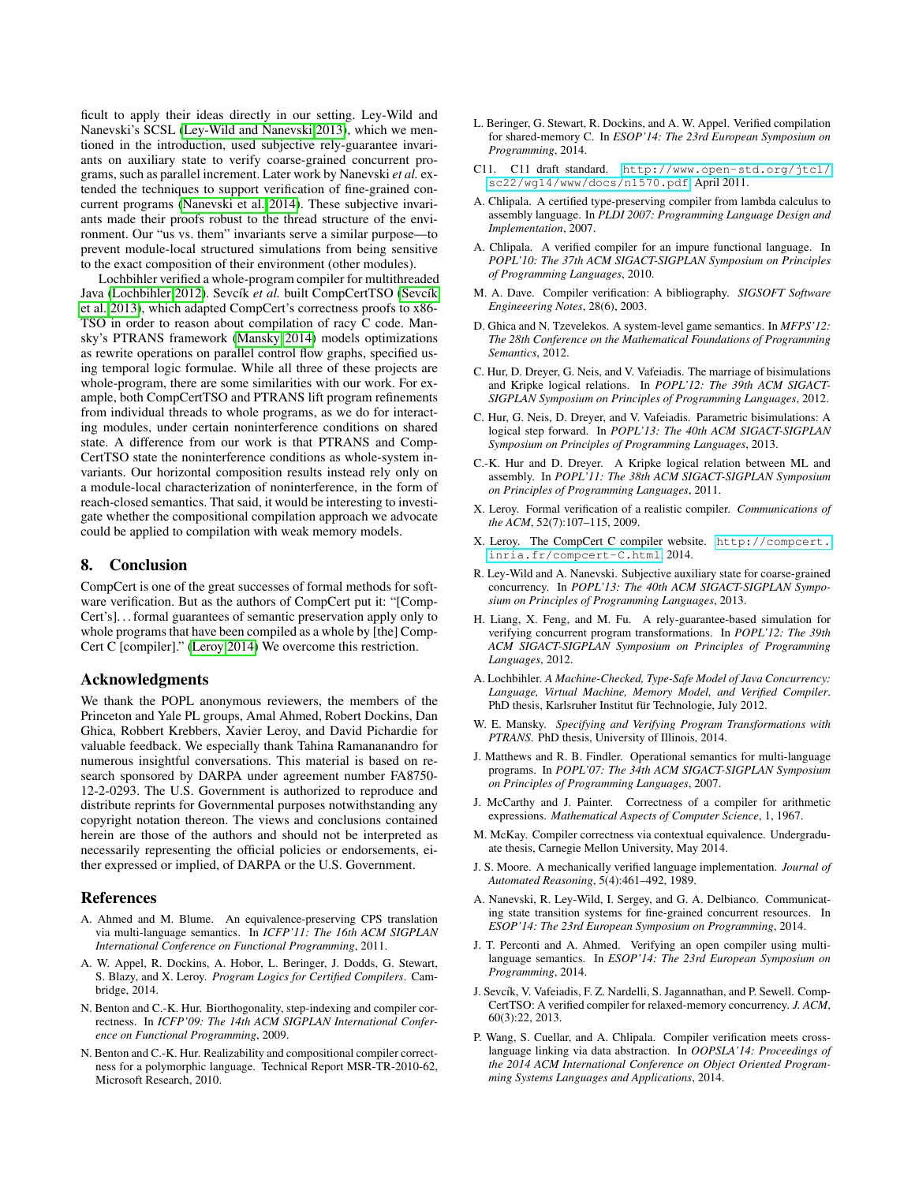ficult to apply their ideas directly in our setting. Ley-Wild and Nanevski's SCSL (Ley-Wild and Nanevski 2013), which we mentioned in the introduction, used subjective rely-guarantee invariants on auxiliary state to verify coarse-grained concurrent programs, such as parallel increment. Later work by Nanevski *et al.* extended the techniques to support verification of fine-grained concurrent programs (Nanevski et al. 2014). These subjective invariants made their proofs robust to the thread structure of the environment. Our "us vs. them" invariants serve a similar purpose—to prevent module-local structured simulations from being sensitive to the exact composition of their environment (other modules).

Lochbihler verified a whole-program compiler for multithreaded Java (Lochbihler 2012). Sevcík *et al.* built CompCertTSO (Sevcík et al. 2013), which adapted CompCert's correctness proofs to x86-TSO in order to reason about compilation of racy C code. Mansky's PTRANS framework (Mansky 2014) models optimizations as rewrite operations on parallel control flow graphs, specified using temporal logic formulae. While all three of these projects are whole-program, there are some similarities with our work. For example, both CompCertTSO and PTRANS lift program refinements from individual threads to whole programs, as we do for interacting modules, under certain noninterference conditions on shared state. A difference from our work is that PTRANS and CompCertTSO state the noninterference conditions as whole-system invariants. Our horizontal composition results instead rely only on a module-local characterization of noninterference, in the form of reach-closed semantics. That said, it would be interesting to investigate whether the compositional compilation approach we advocate could be applied to compilation with weak memory models.

## 8. Conclusion

CompCert is one of the great successes of formal methods for software verification. But as the authors of CompCert put it: "[CompCert's]. . . formal guarantees of semantic preservation apply only to whole programs that have been compiled as a whole by [the] CompCert C [compiler]." (Leroy 2014) We overcome this restriction.

## Acknowledgments

We thank the POPL anonymous reviewers, the members of the Princeton and Yale PL groups, Amal Ahmed, Robert Dockins, Dan Ghica, Robbert Krebbers, Xavier Leroy, and David Pichardie for valuable feedback. We especially thank Tahina Ramananandro for numerous insightful conversations. This material is based on research sponsored by DARPA under agreement number FA8750-12-2-0293. The U.S. Government is authorized to reproduce and distribute reprints for Governmental purposes notwithstanding any copyright notation thereon. The views and conclusions contained herein are those of the authors and should not be interpreted as necessarily representing the official policies or endorsements, either expressed or implied, of DARPA or the U.S. Government.

## References

A. Ahmed and M. Blume. An equivalence-preserving CPS translation via multi-language semantics. In *ICFP'11: The 16th ACM SIGPLAN International Conference on Functional Programming*, 2011.

A. W. Appel, R. Dockins, A. Hobor, L. Beringer, J. Dodds, G. Stewart, S. Blazy, and X. Leroy. *Program Logics for Certified Compilers*. Cambridge, 2014.

N. Benton and C.-K. Hur. Biorthogonality, step-indexing and compiler correctness. In *ICFP'09: The 14th ACM SIGPLAN International Conference on Functional Programming*, 2009.

N. Benton and C.-K. Hur. Realizability and compositional compiler correctness for a polymorphic language. Technical Report MSR-TR-2010-62, Microsoft Research, 2010.

L. Beringer, G. Stewart, R. Dockins, and A. W. Appel. Verified compilation for shared-memory C. In *ESOP'14: The 23rd European Symposium on Programming*, 2014.

C11. C11 draft standard. `http://www.open-std.org/jtc1/sc22/wg14/www/docs/n1570.pdf`, April 2011.

A. Chlipala. A certified type-preserving compiler from lambda calculus to assembly language. In *PLDI 2007: Programming Language Design and Implementation*, 2007.

A. Chlipala. A verified compiler for an impure functional language. In *POPL'10: The 37th ACM SIGACT-SIGPLAN Symposium on Principles of Programming Languages*, 2010.

M. A. Dave. Compiler verification: A bibliography. *SIGSOFT Software Engineeering Notes*, 28(6), 2003.

D. Ghica and N. Tzevelekos. A system-level game semantics. In *MFPS'12: The 28th Conference on the Mathematical Foundations of Programming Semantics*, 2012.

C. Hur, D. Dreyer, G. Neis, and V. Vafeiadis. The marriage of bisimulations and Kripke logical relations. In *POPL'12: The 39th ACM SIGACT-SIGPLAN Symposium on Principles of Programming Languages*, 2012.

C. Hur, G. Neis, D. Dreyer, and V. Vafeiadis. Parametric bisimulations: A logical step forward. In *POPL'13: The 40th ACM SIGACT-SIGPLAN Symposium on Principles of Programming Languages*, 2013.

C.-K. Hur and D. Dreyer. A Kripke logical relation between ML and assembly. In *POPL'11: The 38th ACM SIGACT-SIGPLAN Symposium on Principles of Programming Languages*, 2011.

X. Leroy. Formal verification of a realistic compiler. *Communications of the ACM*, 52(7):107–115, 2009.

X. Leroy. The CompCert C compiler website. `http://compcert.inria.fr/compcert-C.html`, 2014.

R. Ley-Wild and A. Nanevski. Subjective auxiliary state for coarse-grained concurrency. In *POPL'13: The 40th ACM SIGACT-SIGPLAN Symposium on Principles of Programming Languages*, 2013.

H. Liang, X. Feng, and M. Fu. A rely-guarantee-based simulation for verifying concurrent program transformations. In *POPL'12: The 39th ACM SIGACT-SIGPLAN Symposium on Principles of Programming Languages*, 2012.

A. Lochbihler. *A Machine-Checked, Type-Safe Model of Java Concurrency: Language, Virtual Machine, Memory Model, and Verified Compiler*. PhD thesis, Karlsruher Institut für Technologie, July 2012.

W. E. Mansky. *Specifying and Verifying Program Transformations with PTRANS*. PhD thesis, University of Illinois, 2014.

J. Matthews and R. B. Findler. Operational semantics for multi-language programs. In *POPL'07: The 34th ACM SIGACT-SIGPLAN Symposium on Principles of Programming Languages*, 2007.

J. McCarthy and J. Painter. Correctness of a compiler for arithmetic expressions. *Mathematical Aspects of Computer Science*, 1, 1967.

M. McKay. Compiler correctness via contextual equivalence. Undergraduate thesis, Carnegie Mellon University, May 2014.

J. S. Moore. A mechanically verified language implementation. *Journal of Automated Reasoning*, 5(4):461–492, 1989.

A. Nanevski, R. Ley-Wild, I. Sergey, and G. A. Delbianco. Communicating state transition systems for fine-grained concurrent resources. In *ESOP'14: The 23rd European Symposium on Programming*, 2014.

J. T. Perconti and A. Ahmed. Verifying an open compiler using multi-language semantics. In *ESOP'14: The 23rd European Symposium on Programming*, 2014.

J. Sevcík, V. Vafeiadis, F. Z. Nardelli, S. Jagannathan, and P. Sewell. CompCertTSO: A verified compiler for relaxed-memory concurrency. *J. ACM*, 60(3):22, 2013.

P. Wang, S. Cuellar, and A. Chlipala. Compiler verification meets cross-language linking via data abstraction. In *OOPSLA'14: Proceedings of the 2014 ACM International Conference on Object Oriented Programming Systems Languages and Applications*, 2014.